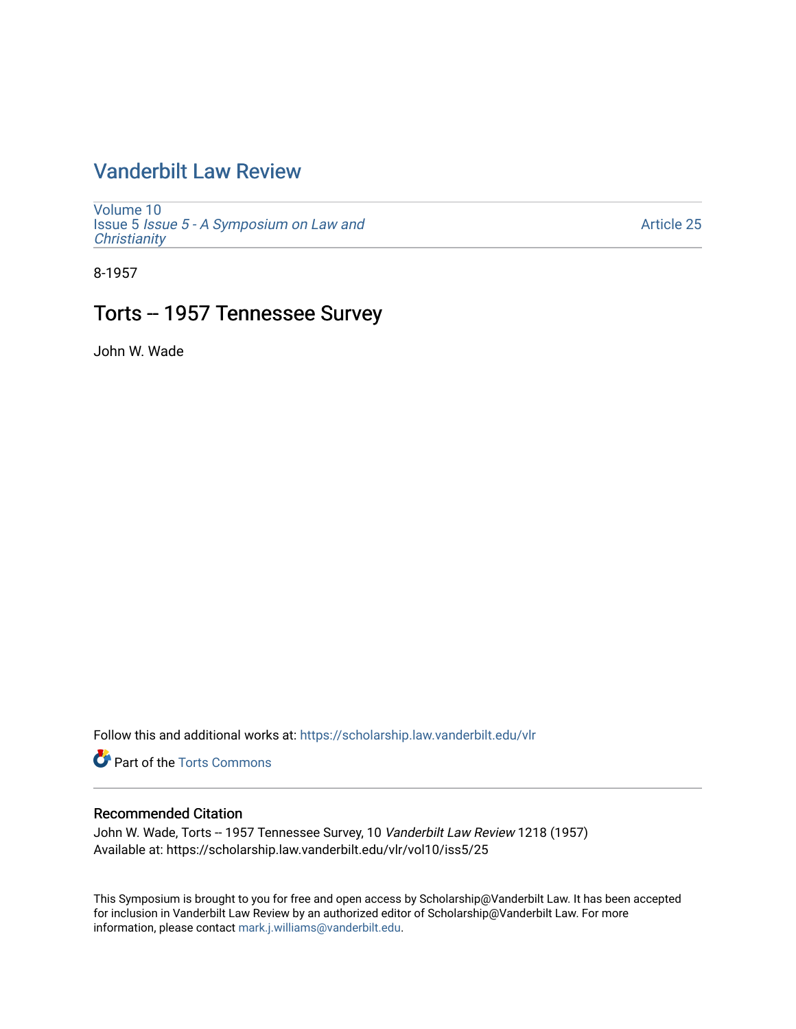# Vanderbilt Law Review

Volume 10
Issue 5 *Issue 5 - A Symposium on Law and Christianity*

Article 25

8-1957

## Torts -- 1957 Tennessee Survey

John W. Wade

Follow this and additional works at: https://scholarship.law.vanderbilt.edu/vlr

Part of the Torts Commons

### Recommended Citation

John W. Wade, Torts -- 1957 Tennessee Survey, 10 *Vanderbilt Law Review* 1218 (1957)
Available at: https://scholarship.law.vanderbilt.edu/vlr/vol10/iss5/25

This Symposium is brought to you for free and open access by Scholarship@Vanderbilt Law. It has been accepted for inclusion in Vanderbilt Law Review by an authorized editor of Scholarship@Vanderbilt Law. For more information, please contact mark.j.williams@vanderbilt.edu.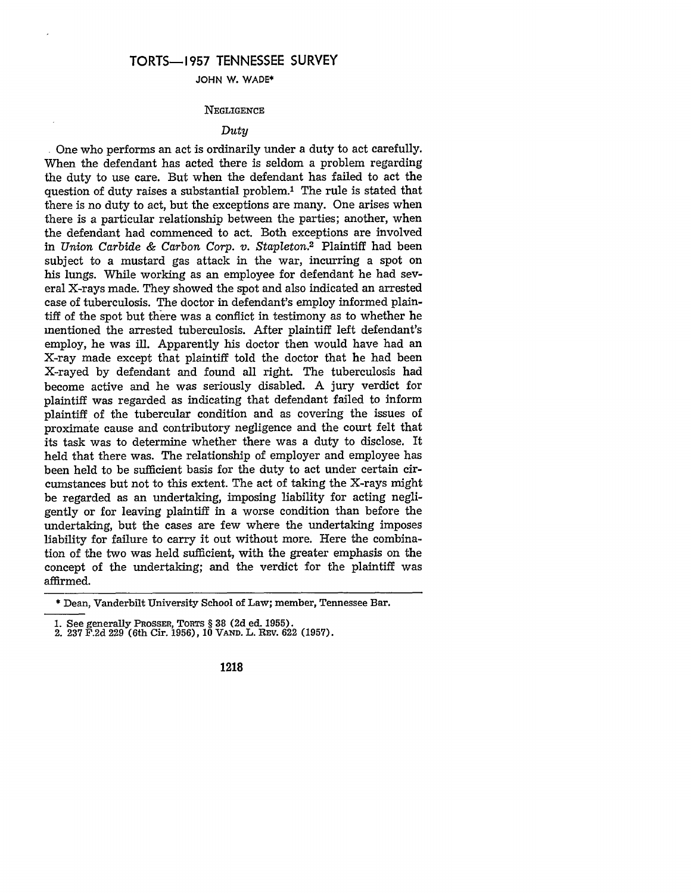# TORTS—1957 TENNESSEE SURVEY

JOHN W. WADE*

## NEGLIGENCE

### *Duty*

One who performs an act is ordinarily under a duty to act carefully. When the defendant has acted there is seldom a problem regarding the duty to use care. But when the defendant has failed to act the question of duty raises a substantial problem.[1] The rule is stated that there is no duty to act, but the exceptions are many. One arises when there is a particular relationship between the parties; another, when the defendant had commenced to act. Both exceptions are involved in *Union Carbide & Carbon Corp. v. Stapleton.*[2] Plaintiff had been subject to a mustard gas attack in the war, incurring a spot on his lungs. While working as an employee for defendant he had several X-rays made. They showed the spot and also indicated an arrested case of tuberculosis. The doctor in defendant's employ informed plaintiff of the spot but there was a conflict in testimony as to whether he mentioned the arrested tuberculosis. After plaintiff left defendant's employ, he was ill. Apparently his doctor then would have had an X-ray made except that plaintiff told the doctor that he had been X-rayed by defendant and found all right. The tuberculosis had become active and he was seriously disabled. A jury verdict for plaintiff was regarded as indicating that defendant failed to inform plaintiff of the tubercular condition and as covering the issues of proximate cause and contributory negligence and the court felt that its task was to determine whether there was a duty to disclose. It held that there was. The relationship of employer and employee has been held to be sufficient basis for the duty to act under certain circumstances but not to this extent. The act of taking the X-rays might be regarded as an undertaking, imposing liability for acting negligently or for leaving plaintiff in a worse condition than before the undertaking, but the cases are few where the undertaking imposes liability for failure to carry it out without more. Here the combination of the two was held sufficient, with the greater emphasis on the concept of the undertaking; and the verdict for the plaintiff was affirmed.

---

\* Dean, Vanderbilt University School of Law; member, Tennessee Bar.

1. See generally PROSSER, TORTS § 38 (2d ed. 1955).
2. 237 F.2d 229 (6th Cir. 1956), 10 VAND. L. REV. 622 (1957).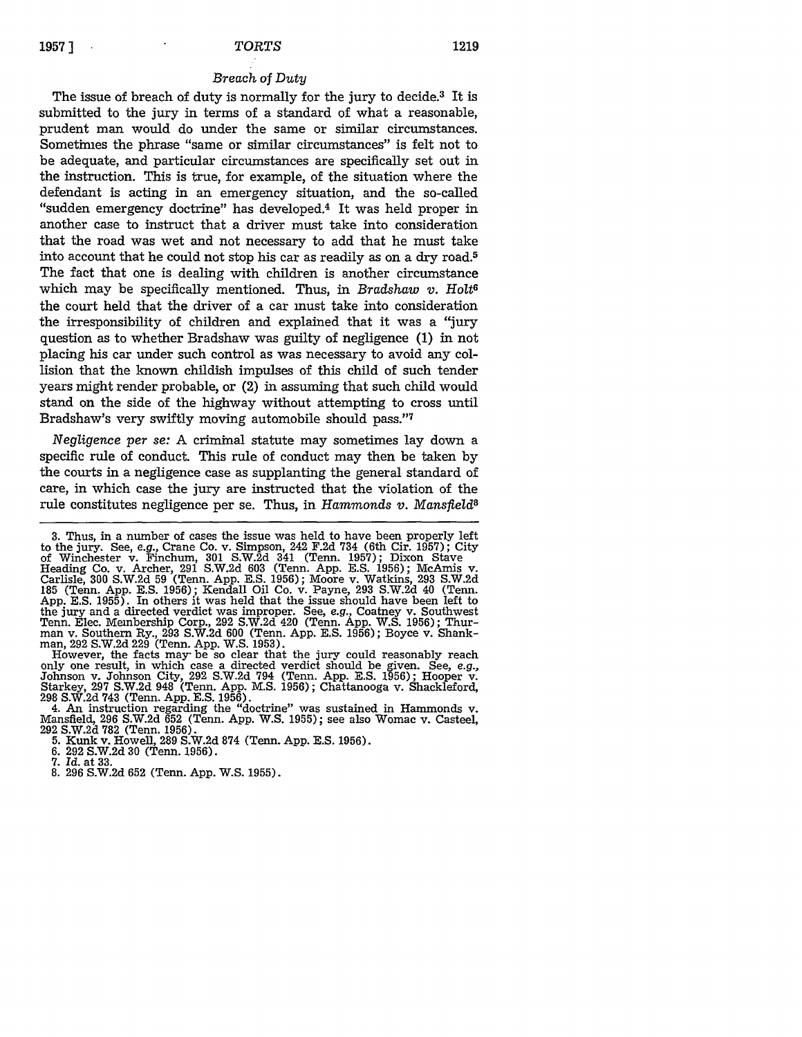### *Breach of Duty*

The issue of breach of duty is normally for the jury to decide.[3] It is submitted to the jury in terms of a standard of what a reasonable, prudent man would do under the same or similar circumstances. Sometimes the phrase "same or similar circumstances" is felt not to be adequate, and particular circumstances are specifically set out in the instruction. This is true, for example, of the situation where the defendant is acting in an emergency situation, and the so-called "sudden emergency doctrine" has developed.[4] It was held proper in another case to instruct that a driver must take into consideration that the road was wet and not necessary to add that he must take into account that he could not stop his car as readily as on a dry road.[5] The fact that one is dealing with children is another circumstance which may be specifically mentioned. Thus, in *Bradshaw v. Holt*[6] the court held that the driver of a car must take into consideration the irresponsibility of children and explained that it was a "jury question as to whether Bradshaw was guilty of negligence (1) in not placing his car under such control as was necessary to avoid any collision that the known childish impulses of this child of such tender years might render probable, or (2) in assuming that such child would stand on the side of the highway without attempting to cross until Bradshaw's very swiftly moving automobile should pass."[7]

*Negligence per se:* A criminal statute may sometimes lay down a specific rule of conduct. This rule of conduct may then be taken by the courts in a negligence case as supplanting the general standard of care, in which case the jury are instructed that the violation of the rule constitutes negligence per se. Thus, in *Hammonds v. Mansfield*[8]

---

3. Thus, in a number of cases the issue was held to have been properly left to the jury. See, *e.g.*, Crane Co. v. Simpson, 242 F.2d 734 (6th Cir. 1957); City of Winchester v. Finchum, 301 S.W.2d 341 (Tenn. 1957); Dixon Stave Heading Co. v. Archer, 291 S.W.2d 603 (Tenn. App. E.S. 1956); McAmis v. Carlisle, 300 S.W.2d 59 (Tenn. App. E.S. 1956); Moore v. Watkins, 293 S.W.2d 185 (Tenn. App. E.S. 1956); Kendall Oil Co. v. Payne, 293 S.W.2d 40 (Tenn. App. E.S. 1955). In others it was held that the issue should have been left to the jury and a directed verdict was improper. See, *e.g.*, Coatney v. Southwest Tenn. Elec. Membership Corp., 292 S.W.2d 420 (Tenn. App. W.S. 1956); Thurman v. Southern Ry., 293 S.W.2d 600 (Tenn. App. E.S. 1956); Boyce v. Shankman, 292 S.W.2d 229 (Tenn. App. W.S. 1953).

However, the facts may be so clear that the jury could reasonably reach only one result, in which case a directed verdict should be given. See, *e.g.*, Johnson v. Johnson City, 292 S.W.2d 794 (Tenn. App. E.S. 1956); Hooper v. Starkey, 297 S.W.2d 948 (Tenn. App. M.S. 1956); Chattanooga v. Shackleford, 298 S.W.2d 743 (Tenn. App. E.S. 1956).

4. An instruction regarding the "doctrine" was sustained in Hammonds v. Mansfield, 296 S.W.2d 652 (Tenn. App. W.S. 1955); see also Womac v. Casteel, 292 S.W.2d 782 (Tenn. 1956).

5. Kunk v. Howell, 289 S.W.2d 874 (Tenn. App. E.S. 1956).

6. 292 S.W.2d 30 (Tenn. 1956).

7. *Id.* at 33.

8. 296 S.W.2d 652 (Tenn. App. W.S. 1955).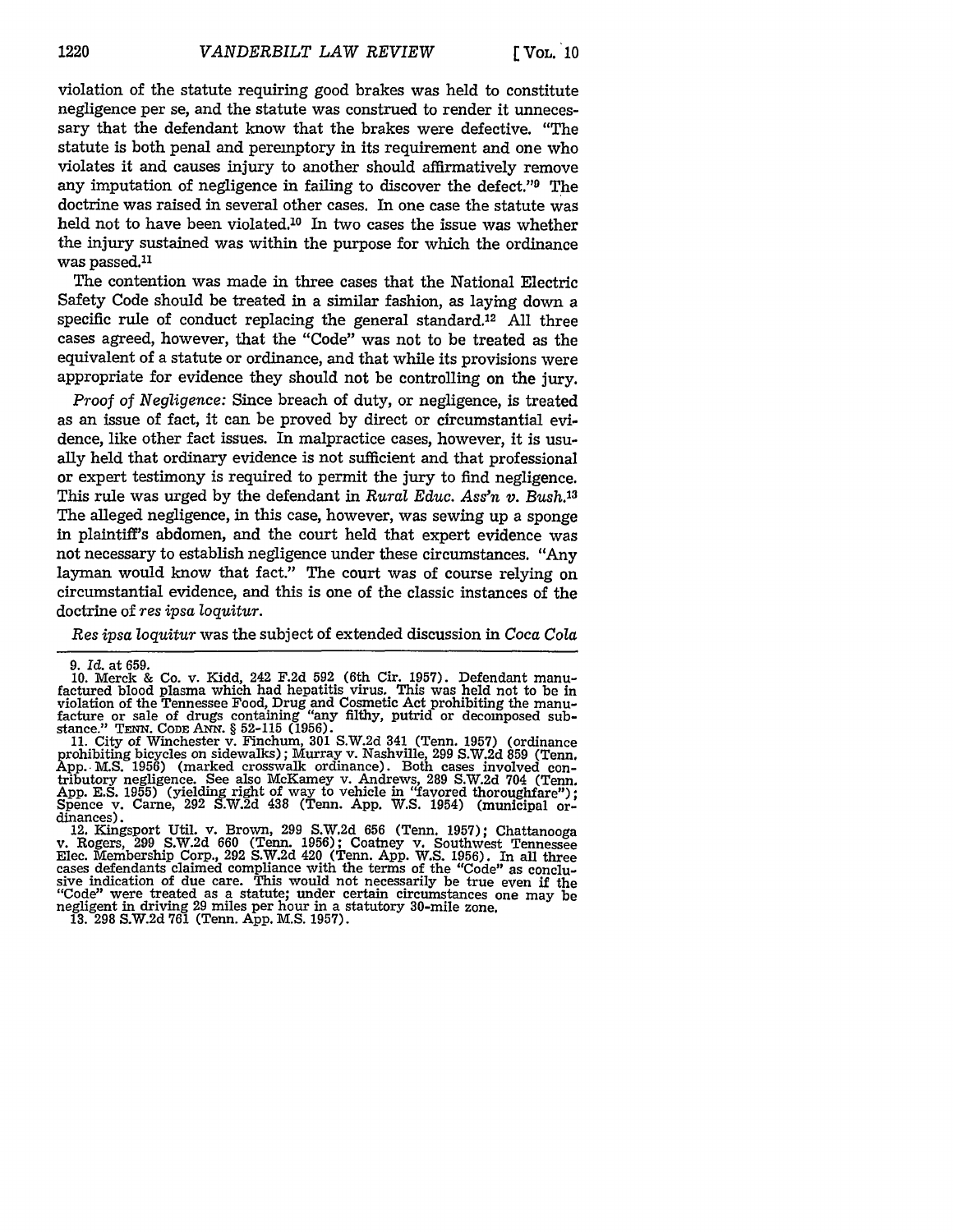violation of the statute requiring good brakes was held to constitute negligence per se, and the statute was construed to render it unnecessary that the defendant know that the brakes were defective. "The statute is both penal and peremptory in its requirement and one who violates it and causes injury to another should affirmatively remove any imputation of negligence in failing to discover the defect."[9] The doctrine was raised in several other cases. In one case the statute was held not to have been violated.[10] In two cases the issue was whether the injury sustained was within the purpose for which the ordinance was passed.[11]

The contention was made in three cases that the National Electric Safety Code should be treated in a similar fashion, as laying down a specific rule of conduct replacing the general standard.[12] All three cases agreed, however, that the "Code" was not to be treated as the equivalent of a statute or ordinance, and that while its provisions were appropriate for evidence they should not be controlling on the jury.

*Proof of Negligence:* Since breach of duty, or negligence, is treated as an issue of fact, it can be proved by direct or circumstantial evidence, like other fact issues. In malpractice cases, however, it is usually held that ordinary evidence is not sufficient and that professional or expert testimony is required to permit the jury to find negligence. This rule was urged by the defendant in *Rural Educ. Ass'n v. Bush.*[13] The alleged negligence, in this case, however, was sewing up a sponge in plaintiff's abdomen, and the court held that expert evidence was not necessary to establish negligence under these circumstances. "Any layman would know that fact." The court was of course relying on circumstantial evidence, and this is one of the classic instances of the doctrine of *res ipsa loquitur.*

*Res ipsa loquitur* was the subject of extended discussion in *Coca Cola*

---

9. *Id.* at 659.

10. Merck & Co. v. Kidd, 242 F.2d 592 (6th Cir. 1957). Defendant manufactured blood plasma which had hepatitis virus. This was held not to be in violation of the Tennessee Food, Drug and Cosmetic Act prohibiting the manufacture or sale of drugs containing "any filthy, putrid or decomposed substance." TENN. CODE ANN. § 52-115 (1956).

11. City of Winchester v. Finchum, 301 S.W.2d 341 (Tenn. 1957) (ordinance prohibiting bicycles on sidewalks); Murray v. Nashville, 299 S.W.2d 859 (Tenn. App. M.S. 1956) (marked crosswalk ordinance). Both cases involved contributory negligence. See also McKamey v. Andrews, 289 S.W.2d 704 (Tenn. App. E.S. 1955) (yielding right of way to vehicle in "favored thoroughfare"); Spence v. Carne, 292 S.W.2d 438 (Tenn. App. W.S. 1954) (municipal ordinances).

12. Kingsport Util. v. Brown, 299 S.W.2d 656 (Tenn. 1957); Chattanooga v. Rogers, 299 S.W.2d 660 (Tenn. 1956); Coatney v. Southwest Tennessee Elec. Membership Corp., 292 S.W.2d 420 (Tenn. App. W.S. 1956). In all three cases defendants claimed compliance with the terms of the "Code" as conclusive indication of due care. This would not necessarily be true even if the "Code" were treated as a statute; under certain circumstances one may be negligent in driving 29 miles per hour in a statutory 30-mile zone.

13. 298 S.W.2d 761 (Tenn. App. M.S. 1957).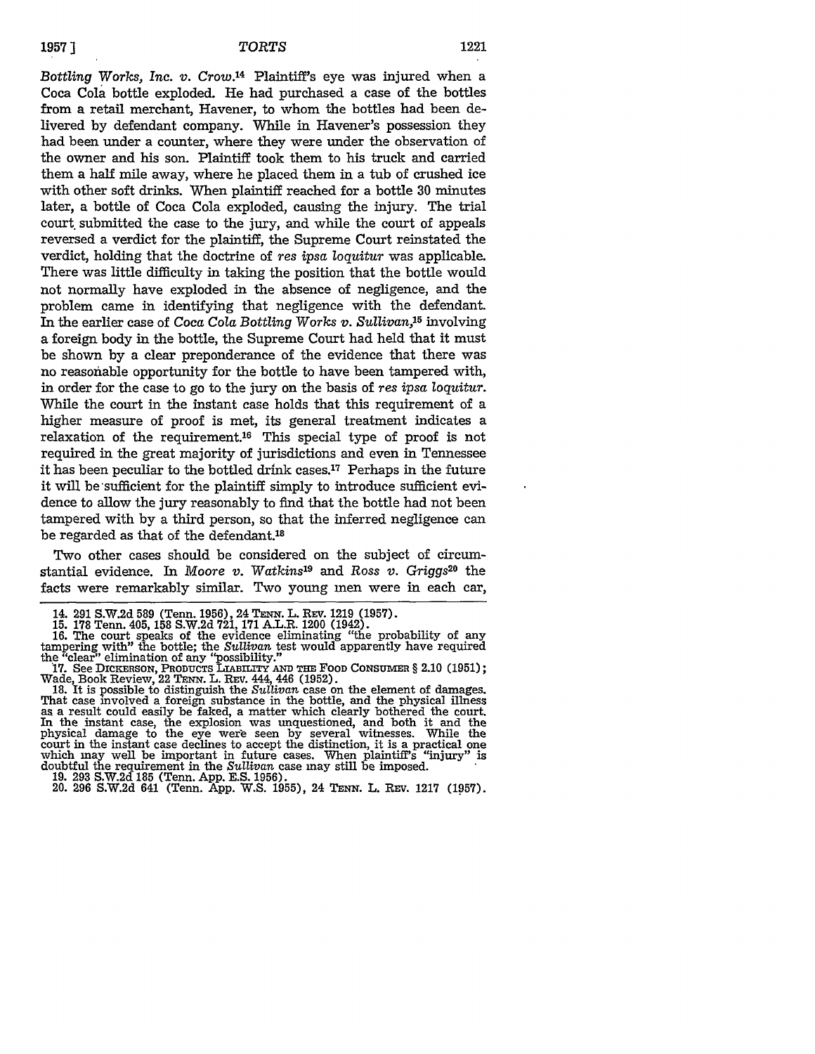*Bottling Works, Inc. v. Crow*.[14] Plaintiff's eye was injured when a Coca Cola bottle exploded. He had purchased a case of the bottles from a retail merchant, Havener, to whom the bottles had been delivered by defendant company. While in Havener's possession they had been under a counter, where they were under the observation of the owner and his son. Plaintiff took them to his truck and carried them a half mile away, where he placed them in a tub of crushed ice with other soft drinks. When plaintiff reached for a bottle 30 minutes later, a bottle of Coca Cola exploded, causing the injury. The trial court submitted the case to the jury, and while the court of appeals reversed a verdict for the plaintiff, the Supreme Court reinstated the verdict, holding that the doctrine of *res ipsa loquitur* was applicable. There was little difficulty in taking the position that the bottle would not normally have exploded in the absence of negligence, and the problem came in identifying that negligence with the defendant. In the earlier case of *Coca Cola Bottling Works v. Sullivan*,[15] involving a foreign body in the bottle, the Supreme Court had held that it must be shown by a clear preponderance of the evidence that there was no reasonable opportunity for the bottle to have been tampered with, in order for the case to go to the jury on the basis of *res ipsa loquitur*. While the court in the instant case holds that this requirement of a higher measure of proof is met, its general treatment indicates a relaxation of the requirement.[16] This special type of proof is not required in the great majority of jurisdictions and even in Tennessee it has been peculiar to the bottled drink cases.[17] Perhaps in the future it will be sufficient for the plaintiff simply to introduce sufficient evidence to allow the jury reasonably to find that the bottle had not been tampered with by a third person, so that the inferred negligence can be regarded as that of the defendant.[18]

Two other cases should be considered on the subject of circumstantial evidence. In *Moore v. Watkins*[19] and *Ross v. Griggs*[20] the facts were remarkably similar. Two young men were in each car,

---

14. 291 S.W.2d 589 (Tenn. 1956), 24 TENN. L. REV. 1219 (1957).

15. 178 Tenn. 405, 158 S.W.2d 721, 171 A.L.R. 1200 (1942).

16. The court speaks of the evidence eliminating "the probability of any tampering with" the bottle; the *Sullivan* test would apparently have required the "clear" elimination of any "possibility."

17. See DICKERSON, PRODUCTS LIABILITY AND THE FOOD CONSUMER § 2.10 (1951); Wade, Book Review, 22 TENN. L. REV. 444, 446 (1952).

18. It is possible to distinguish the *Sullivan* case on the element of damages. That case involved a foreign substance in the bottle, and the physical illness as a result could easily be faked, a matter which clearly bothered the court. In the instant case, the explosion was unquestioned, and both it and the physical damage to the eye were seen by several witnesses. While the court in the instant case declines to accept the distinction, it is a practical one which may well be important in future cases. When plaintiff's "injury" is doubtful the requirement in the *Sullivan* case may still be imposed.

19. 293 S.W.2d 185 (Tenn. App. E.S. 1956).

20. 296 S.W.2d 641 (Tenn. App. W.S. 1955), 24 TENN. L. REV. 1217 (1957).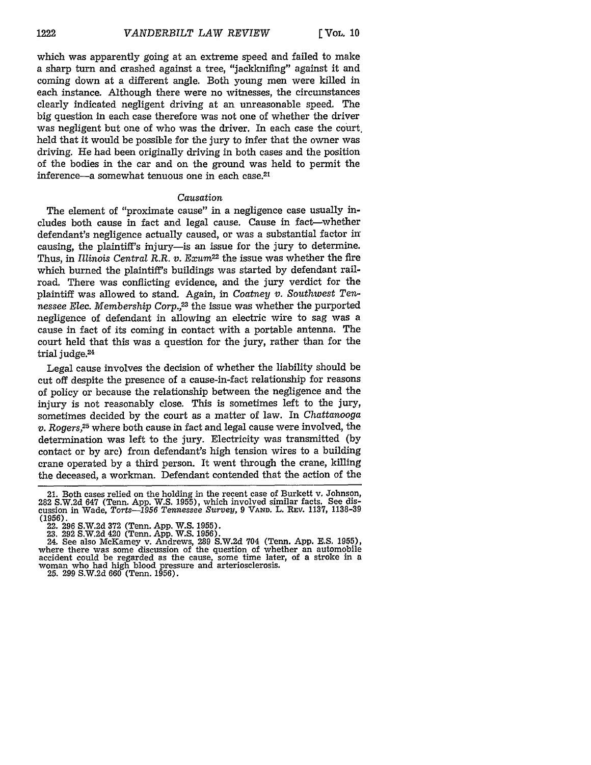which was apparently going at an extreme speed and failed to make a sharp turn and crashed against a tree, "jackknifing" against it and coming down at a different angle. Both young men were killed in each instance. Although there were no witnesses, the circumstances clearly indicated negligent driving at an unreasonable speed. The big question in each case therefore was not one of whether the driver was negligent but one of who was the driver. In each case the court held that it would be possible for the jury to infer that the owner was driving. He had been originally driving in both cases and the position of the bodies in the car and on the ground was held to permit the inference—a somewhat tenuous one in each case.[21]

### *Causation*

The element of "proximate cause" in a negligence case usually includes both cause in fact and legal cause. Cause in fact—whether defendant's negligence actually caused, or was a substantial factor in causing, the plaintiff's injury—is an issue for the jury to determine. Thus, in *Illinois Central R.R. v. Exum*[22] the issue was whether the fire which burned the plaintiff's buildings was started by defendant railroad. There was conflicting evidence, and the jury verdict for the plaintiff was allowed to stand. Again, in *Coatney v. Southwest Tennessee Elec. Membership Corp.*,[23] the issue was whether the purported negligence of defendant in allowing an electric wire to sag was a cause in fact of its coming in contact with a portable antenna. The court held that this was a question for the jury, rather than for the trial judge.[24]

Legal cause involves the decision of whether the liability should be cut off despite the presence of a cause-in-fact relationship for reasons of policy or because the relationship between the negligence and the injury is not reasonably close. This is sometimes left to the jury, sometimes decided by the court as a matter of law. In *Chattanooga v. Rogers*,[25] where both cause in fact and legal cause were involved, the determination was left to the jury. Electricity was transmitted (by contact or by arc) from defendant's high tension wires to a building crane operated by a third person. It went through the crane, killing the deceased, a workman. Defendant contended that the action of the

---

21. Both cases relied on the holding in the recent case of Burkett v. Johnson, 282 S.W.2d 647 (Tenn. App. W.S. 1955), which involved similar facts. See discussion in Wade, *Torts—1956 Tennessee Survey*, 9 VAND. L. REV. 1137, 1138-39 (1956).

22. 296 S.W.2d 372 (Tenn. App. W.S. 1955).

23. 292 S.W.2d 420 (Tenn. App. W.S. 1956).

24. See also McKamey v. Andrews, 289 S.W.2d 704 (Tenn. App. E.S. 1955), where there was some discussion of the question of whether an automobile accident could be regarded as the cause, some time later, of a stroke in a woman who had high blood pressure and arteriosclerosis.

25. 299 S.W.2d 660 (Tenn. 1956).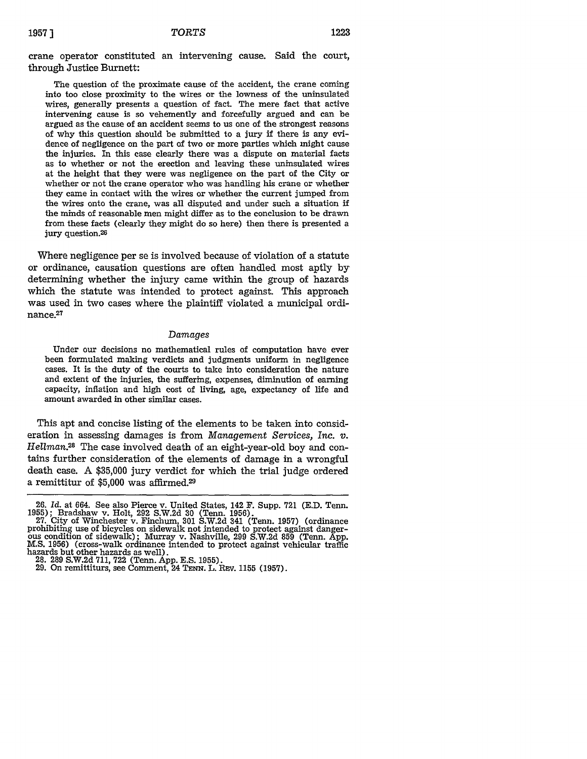crane operator constituted an intervening cause. Said the court, through Justice Burnett:

> The question of the proximate cause of the accident, the crane coming into too close proximity to the wires or the lowness of the uninsulated wires, generally presents a question of fact. The mere fact that active intervening cause is so vehemently and forcefully argued and can be argued as the cause of an accident seems to us one of the strongest reasons of why this question should be submitted to a jury if there is any evidence of negligence on the part of two or more parties which might cause the injuries. In this case clearly there was a dispute on material facts as to whether or not the erection and leaving these uninsulated wires at the height that they were was negligence on the part of the City or whether or not the crane operator who was handling his crane or whether they came in contact with the wires or whether the current jumped from the wires onto the crane, was all disputed and under such a situation if the minds of reasonable men might differ as to the conclusion to be drawn from these facts (clearly they might do so here) then there is presented a jury question.[26]

Where negligence per se is involved because of violation of a statute or ordinance, causation questions are often handled most aptly by determining whether the injury came within the group of hazards which the statute was intended to protect against. This approach was used in two cases where the plaintiff violated a municipal ordinance.[27]

### *Damages*

> Under our decisions no mathematical rules of computation have ever been formulated making verdicts and judgments uniform in negligence cases. It is the duty of the courts to take into consideration the nature and extent of the injuries, the suffering, expenses, diminution of earning capacity, inflation and high cost of living, age, expectancy of life and amount awarded in other similar cases.

This apt and concise listing of the elements to be taken into consideration in assessing damages is from *Management Services, Inc. v. Hellman*.[28] The case involved death of an eight-year-old boy and contains further consideration of the elements of damage in a wrongful death case. A $35,000 jury verdict for which the trial judge ordered a remittitur of $5,000 was affirmed.[29]

---

26. *Id.* at 664. See also Pierce v. United States, 142 F. Supp. 721 (E.D. Tenn. 1955); Bradshaw v. Holt, 292 S.W.2d 30 (Tenn. 1956).

27. City of Winchester v. Finchum, 301 S.W.2d 341 (Tenn. 1957) (ordinance prohibiting use of bicycles on sidewalk not intended to protect against dangerous condition of sidewalk); Murray v. Nashville, 299 S.W.2d 859 (Tenn. App. M.S. 1956) (cross-walk ordinance intended to protect against vehicular traffic hazards but other hazards as well).

28. 289 S.W.2d 711, 722 (Tenn. App. E.S. 1955).

29. On remittiturs, see Comment, 24 TENN. L. REV. 1155 (1957).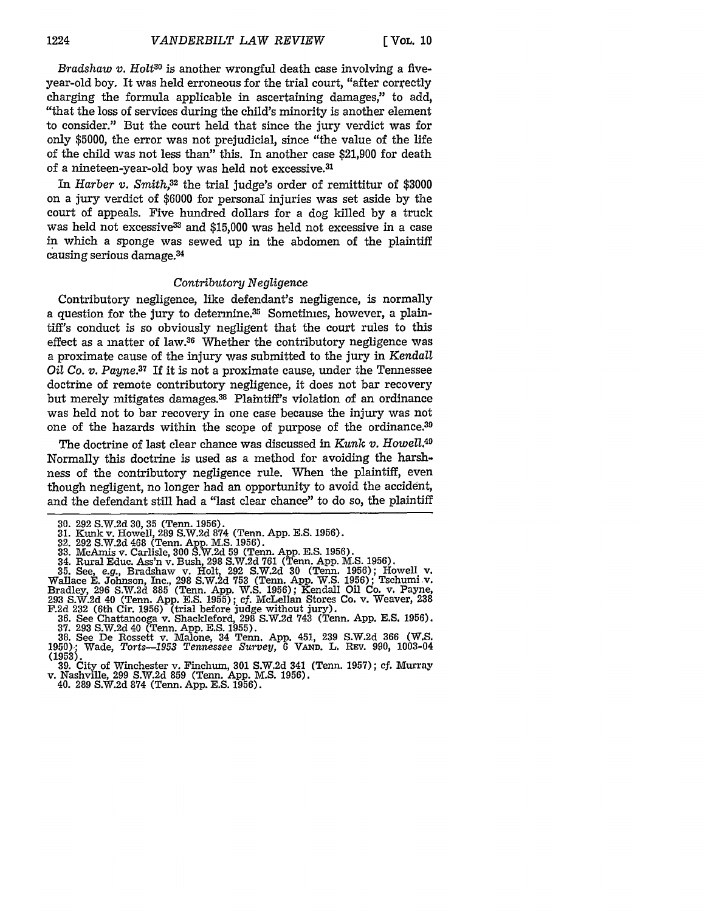*Bradshaw v. Holt*[30] is another wrongful death case involving a five-year-old boy. It was held erroneous for the trial court, "after correctly charging the formula applicable in ascertaining damages," to add, "that the loss of services during the child's minority is another element to consider." But the court held that since the jury verdict was for only $5000, the error was not prejudicial, since "the value of the life of the child was not less than" this. In another case $21,900 for death of a nineteen-year-old boy was held not excessive.[31]

In *Harber v. Smith*,[32] the trial judge's order of remittitur of $3000 on a jury verdict of $6000 for personal injuries was set aside by the court of appeals. Five hundred dollars for a dog killed by a truck was held not excessive[33] and $15,000 was held not excessive in a case in which a sponge was sewed up in the abdomen of the plaintiff causing serious damage.[34]

### *Contributory Negligence*

Contributory negligence, like defendant's negligence, is normally a question for the jury to determine.[35] Sometimes, however, a plaintiff's conduct is so obviously negligent that the court rules to this effect as a matter of law.[36] Whether the contributory negligence was a proximate cause of the injury was submitted to the jury in *Kendall Oil Co. v. Payne*.[37] If it is not a proximate cause, under the Tennessee doctrine of remote contributory negligence, it does not bar recovery but merely mitigates damages.[38] Plaintiff's violation of an ordinance was held not to bar recovery in one case because the injury was not one of the hazards within the scope of purpose of the ordinance.[39]

The doctrine of last clear chance was discussed in *Kunk v. Howell*.[40] Normally this doctrine is used as a method for avoiding the harshness of the contributory negligence rule. When the plaintiff, even though negligent, no longer had an opportunity to avoid the accident, and the defendant still had a "last clear chance" to do so, the plaintiff

---

30. 292 S.W.2d 30, 35 (Tenn. 1956).
31. Kunk v. Howell, 289 S.W.2d 874 (Tenn. App. E.S. 1956).
32. 292 S.W.2d 468 (Tenn. App. M.S. 1956).
33. McAmis v. Carlisle, 300 S.W.2d 59 (Tenn. App. E.S. 1956).
34. Rural Educ. Ass'n v. Bush, 298 S.W.2d 761 (Tenn. App. M.S. 1956).
35. See, *e.g.*, Bradshaw v. Holt, 292 S.W.2d 30 (Tenn. 1956); Howell v. Wallace E. Johnson, Inc., 298 S.W.2d 753 (Tenn. App. W.S. 1956); Tschumi v. Bradley, 296 S.W.2d 885 (Tenn. App. W.S. 1956); Kendall Oil Co. v. Payne, 293 S.W.2d 40 (Tenn. App. E.S. 1955); *cf.* McLellan Stores Co. v. Weaver, 238 F.2d 232 (6th Cir. 1956) (trial before judge without jury).
36. See Chattanooga v. Shackleford, 298 S.W.2d 743 (Tenn. App. E.S. 1956).
37. 293 S.W.2d 40 (Tenn. App. E.S. 1955).
38. See De Rossett v. Malone, 34 Tenn. App. 451, 239 S.W.2d 366 (W.S. 1950); Wade, *Torts—1953 Tennessee Survey*, 6 VAND. L. REV. 990, 1003-04 (1953).
39. City of Winchester v. Finchum, 301 S.W.2d 341 (Tenn. 1957); *cf.* Murray v. Nashville, 299 S.W.2d 859 (Tenn. App. M.S. 1956).
40. 289 S.W.2d 874 (Tenn. App. E.S. 1956).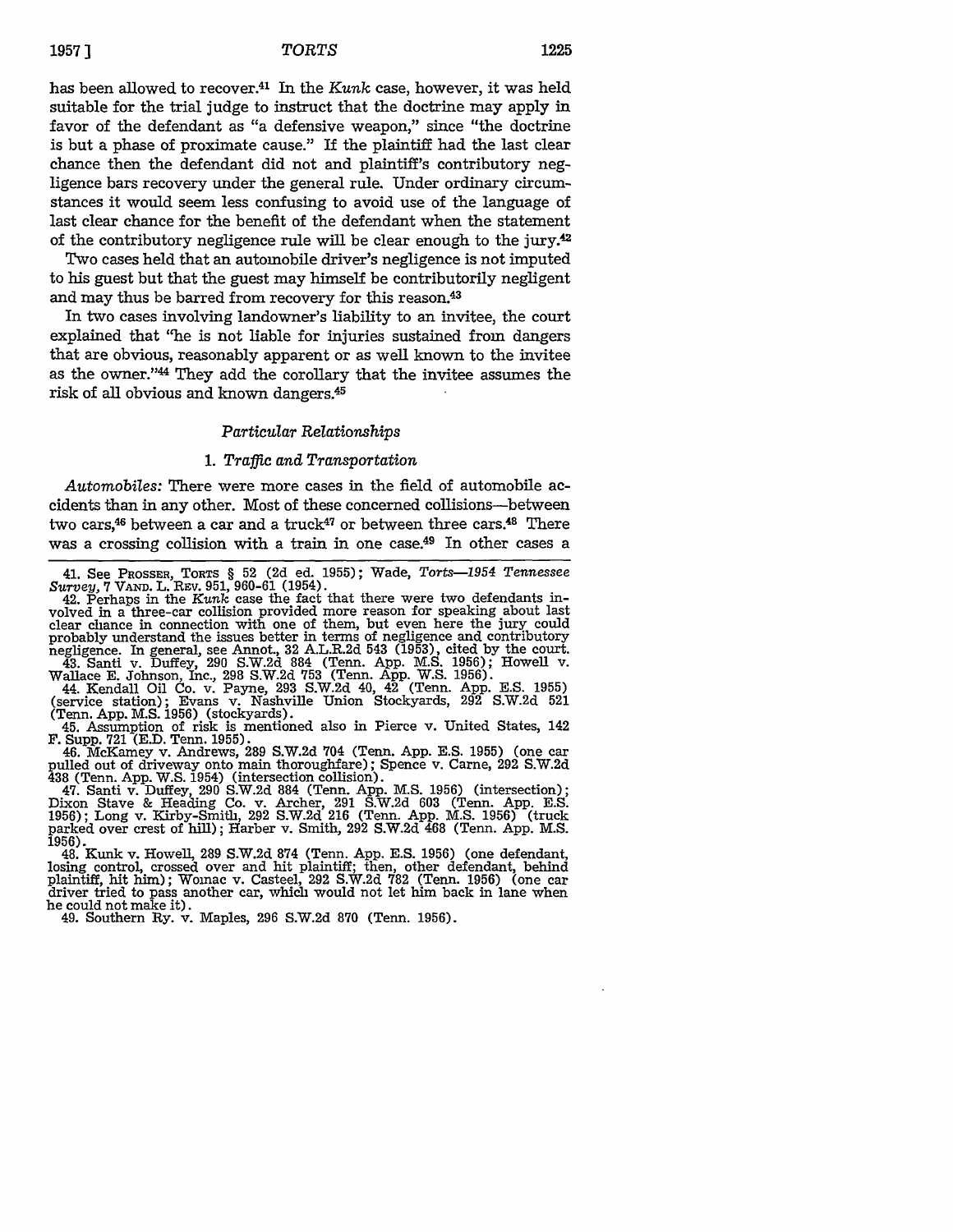has been allowed to recover.[41] In the *Kunk* case, however, it was held suitable for the trial judge to instruct that the doctrine may apply in favor of the defendant as "a defensive weapon," since "the doctrine is but a phase of proximate cause." If the plaintiff had the last clear chance then the defendant did not and plaintiff's contributory negligence bars recovery under the general rule. Under ordinary circumstances it would seem less confusing to avoid use of the language of last clear chance for the benefit of the defendant when the statement of the contributory negligence rule will be clear enough to the jury.[42]

Two cases held that an automobile driver's negligence is not imputed to his guest but that the guest may himself be contributorily negligent and may thus be barred from recovery for this reason.[43]

In two cases involving landowner's liability to an invitee, the court explained that "he is not liable for injuries sustained from dangers that are obvious, reasonably apparent or as well known to the invitee as the owner."[44] They add the corollary that the invitee assumes the risk of all obvious and known dangers.[45]

### *Particular Relationships*

#### 1. *Traffic and Transportation*

*Automobiles:* There were more cases in the field of automobile accidents than in any other. Most of these concerned collisions—between two cars,[46] between a car and a truck[47] or between three cars.[48] There was a crossing collision with a train in one case.[49] In other cases a

---

41. See PROSSER, TORTS § 52 (2d ed. 1955); Wade, *Torts—1954 Tennessee Survey*, 7 VAND. L. REV. 951, 960-61 (1954).

42. Perhaps in the *Kunk* case the fact that there were two defendants involved in a three-car collision provided more reason for speaking about last clear chance in connection with one of them, but even here the jury could probably understand the issues better in terms of negligence and contributory negligence. In general, see Annot., 32 A.L.R.2d 543 (1953), cited by the court.

43. Santi v. Duffey, 290 S.W.2d 884 (Tenn. App. M.S. 1956); Howell v. Wallace E. Johnson, Inc., 298 S.W.2d 753 (Tenn. App. W.S. 1956).

44. Kendall Oil Co. v. Payne, 293 S.W.2d 40, 42 (Tenn. App. E.S. 1955) (service station); Evans v. Nashville Union Stockyards, 292 S.W.2d 521 (Tenn. App. M.S. 1956) (stockyards).

45. Assumption of risk is mentioned also in Pierce v. United States, 142 F. Supp. 721 (E.D. Tenn. 1955).

46. McKamey v. Andrews, 289 S.W.2d 704 (Tenn. App. E.S. 1955) (one car pulled out of driveway onto main thoroughfare); Spence v. Carne, 292 S.W.2d 438 (Tenn. App. W.S. 1954) (intersection collision).

47. Santi v. Duffey, 290 S.W.2d 884 (Tenn. App. M.S. 1956) (intersection); Dixon Stave & Heading Co. v. Archer, 291 S.W.2d 603 (Tenn. App. E.S. 1956); Long v. Kirby-Smith, 292 S.W.2d 216 (Tenn. App. M.S. 1956) (truck parked over crest of hill); Harber v. Smith, 292 S.W.2d 468 (Tenn. App. M.S. 1956).

48. Kunk v. Howell, 289 S.W.2d 874 (Tenn. App. E.S. 1956) (one defendant, losing control, crossed over and hit plaintiff; then, other defendant, behind plaintiff, hit him); Womac v. Casteel, 292 S.W.2d 782 (Tenn. 1956) (one car driver tried to pass another car, which would not let him back in lane when he could not make it).

49. Southern Ry. v. Maples, 296 S.W.2d 870 (Tenn. 1956).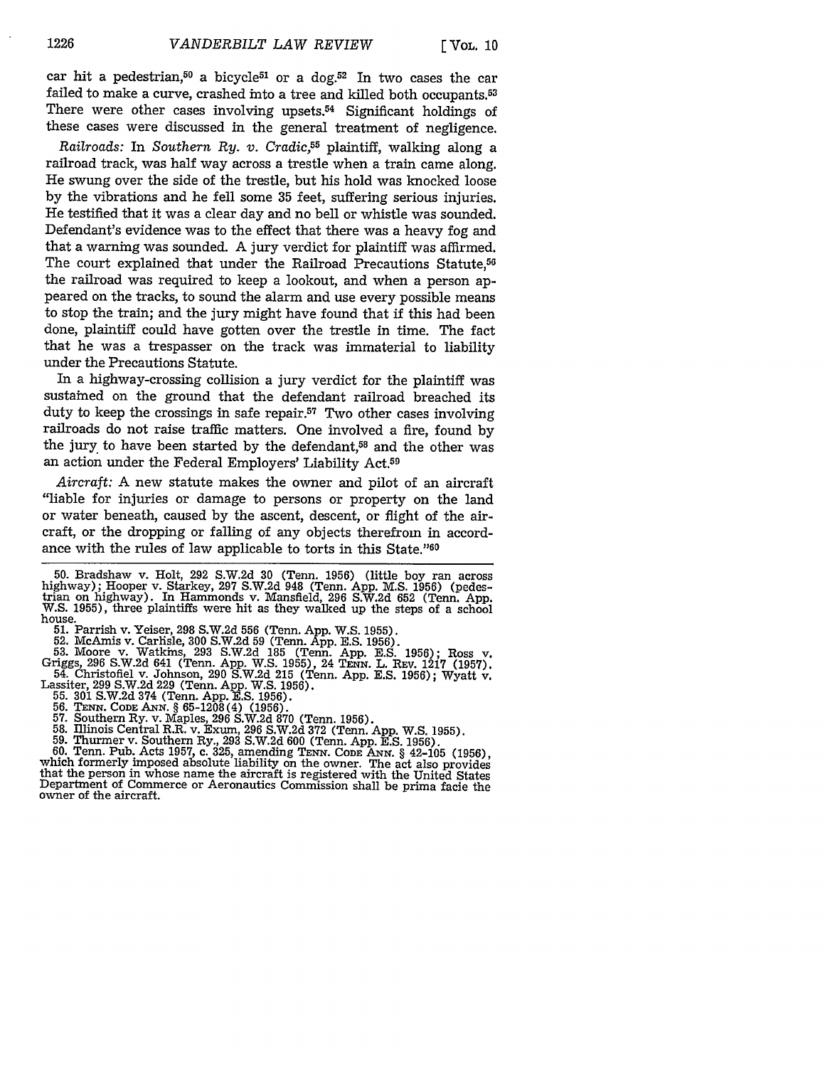car hit a pedestrian,[50] a bicycle[51] or a dog.[52] In two cases the car failed to make a curve, crashed into a tree and killed both occupants.[53] There were other cases involving upsets.[54] Significant holdings of these cases were discussed in the general treatment of negligence.

*Railroads:* In *Southern Ry. v. Cradic*,[55] plaintiff, walking along a railroad track, was half way across a trestle when a train came along. He swung over the side of the trestle, but his hold was knocked loose by the vibrations and he fell some 35 feet, suffering serious injuries. He testified that it was a clear day and no bell or whistle was sounded. Defendant's evidence was to the effect that there was a heavy fog and that a warning was sounded. A jury verdict for plaintiff was affirmed. The court explained that under the Railroad Precautions Statute,[56] the railroad was required to keep a lookout, and when a person appeared on the tracks, to sound the alarm and use every possible means to stop the train; and the jury might have found that if this had been done, plaintiff could have gotten over the trestle in time. The fact that he was a trespasser on the track was immaterial to liability under the Precautions Statute.

In a highway-crossing collision a jury verdict for the plaintiff was sustained on the ground that the defendant railroad breached its duty to keep the crossings in safe repair.[57] Two other cases involving railroads do not raise traffic matters. One involved a fire, found by the jury to have been started by the defendant,[58] and the other was an action under the Federal Employers' Liability Act.[59]

*Aircraft:* A new statute makes the owner and pilot of an aircraft "liable for injuries or damage to persons or property on the land or water beneath, caused by the ascent, descent, or flight of the aircraft, or the dropping or falling of any objects therefrom in accordance with the rules of law applicable to torts in this State."[60]

---

50. Bradshaw v. Holt, 292 S.W.2d 30 (Tenn. 1956) (little boy ran across highway); Hooper v. Starkey, 297 S.W.2d 948 (Tenn. App. M.S. 1956) (pedestrian on highway). In Hammonds v. Mansfield, 296 S.W.2d 652 (Tenn. App. W.S. 1955), three plaintiffs were hit as they walked up the steps of a school house.

51. Parrish v. Yeiser, 298 S.W.2d 556 (Tenn. App. W.S. 1955).

52. McAmis v. Carlisle, 300 S.W.2d 59 (Tenn. App. E.S. 1956).

53. Moore v. Watkins, 293 S.W.2d 185 (Tenn. App. E.S. 1956); Ross v. Griggs, 296 S.W.2d 641 (Tenn. App. W.S. 1955), 24 TENN. L. REV. 1217 (1957).

54. Christofiel v. Johnson, 290 S.W.2d 215 (Tenn. App. E.S. 1956); Wyatt v. Lassiter, 299 S.W.2d 229 (Tenn. App. W.S. 1956).

55. 301 S.W.2d 374 (Tenn. App. E.S. 1956).

56. TENN. CODE ANN. § 65-1208(4) (1956).

57. Southern Ry. v. Maples, 296 S.W.2d 870 (Tenn. 1956).

58. Illinois Central R.R. v. Exum, 296 S.W.2d 372 (Tenn. App. W.S. 1955).

59. Thurmer v. Southern Ry., 293 S.W.2d 600 (Tenn. App. E.S. 1956).

60. Tenn. Pub. Acts 1957, c. 325, amending TENN. CODE ANN. § 42-105 (1956), which formerly imposed absolute liability on the owner. The act also provides that the person in whose name the aircraft is registered with the United States Department of Commerce or Aeronautics Commission shall be prima facie the owner of the aircraft.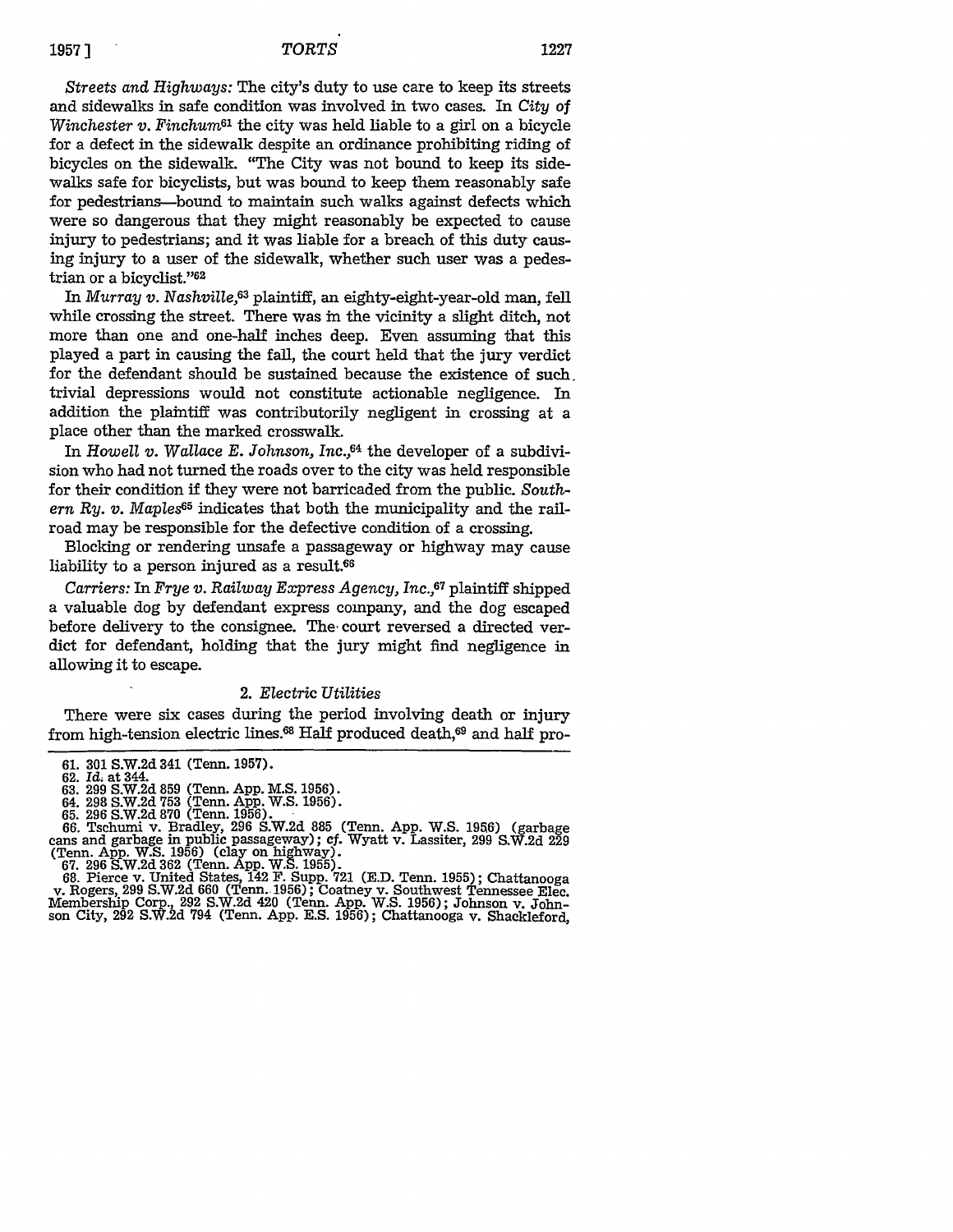*Streets and Highways:* The city's duty to use care to keep its streets and sidewalks in safe condition was involved in two cases. In *City of Winchester v. Finchum*[61] the city was held liable to a girl on a bicycle for a defect in the sidewalk despite an ordinance prohibiting riding of bicycles on the sidewalk. "The City was not bound to keep its sidewalks safe for bicyclists, but was bound to keep them reasonably safe for pedestrians—bound to maintain such walks against defects which were so dangerous that they might reasonably be expected to cause injury to pedestrians; and it was liable for a breach of this duty causing injury to a user of the sidewalk, whether such user was a pedestrian or a bicyclist."[62]

In *Murray v. Nashville*,[63] plaintiff, an eighty-eight-year-old man, fell while crossing the street. There was in the vicinity a slight ditch, not more than one and one-half inches deep. Even assuming that this played a part in causing the fall, the court held that the jury verdict for the defendant should be sustained because the existence of such trivial depressions would not constitute actionable negligence. In addition the plaintiff was contributorily negligent in crossing at a place other than the marked crosswalk.

In *Howell v. Wallace E. Johnson, Inc.*,[64] the developer of a subdivision who had not turned the roads over to the city was held responsible for their condition if they were not barricaded from the public. *Southern Ry. v. Maples*[65] indicates that both the municipality and the railroad may be responsible for the defective condition of a crossing.

Blocking or rendering unsafe a passageway or highway may cause liability to a person injured as a result.[66]

*Carriers:* In *Frye v. Railway Express Agency, Inc.*,[67] plaintiff shipped a valuable dog by defendant express company, and the dog escaped before delivery to the consignee. The court reversed a directed verdict for defendant, holding that the jury might find negligence in allowing it to escape.

### 2. *Electric Utilities*

There were six cases during the period involving death or injury from high-tension electric lines.[68] Half produced death,[69] and half pro-

---

61. 301 S.W.2d 341 (Tenn. 1957).
62. *Id.* at 344.
63. 299 S.W.2d 859 (Tenn. App. M.S. 1956).
64. 298 S.W.2d 753 (Tenn. App. W.S. 1956).
65. 296 S.W.2d 870 (Tenn. 1956).
66. Tschumi v. Bradley, 296 S.W.2d 885 (Tenn. App. W.S. 1956) (garbage cans and garbage in public passageway); *cf.* Wyatt v. Lassiter, 299 S.W.2d 229 (Tenn. App. W.S. 1956) (clay on highway).
67. 296 S.W.2d 362 (Tenn. App. W.S. 1955).
68. Pierce v. United States, 142 F. Supp. 721 (E.D. Tenn. 1955); Chattanooga v. Rogers, 299 S.W.2d 660 (Tenn. 1956); Coatney v. Southwest Tennessee Elec. Membership Corp., 292 S.W.2d 420 (Tenn. App. W.S. 1956); Johnson v. Johnson City, 292 S.W.2d 794 (Tenn. App. E.S. 1956); Chattanooga v. Shackleford,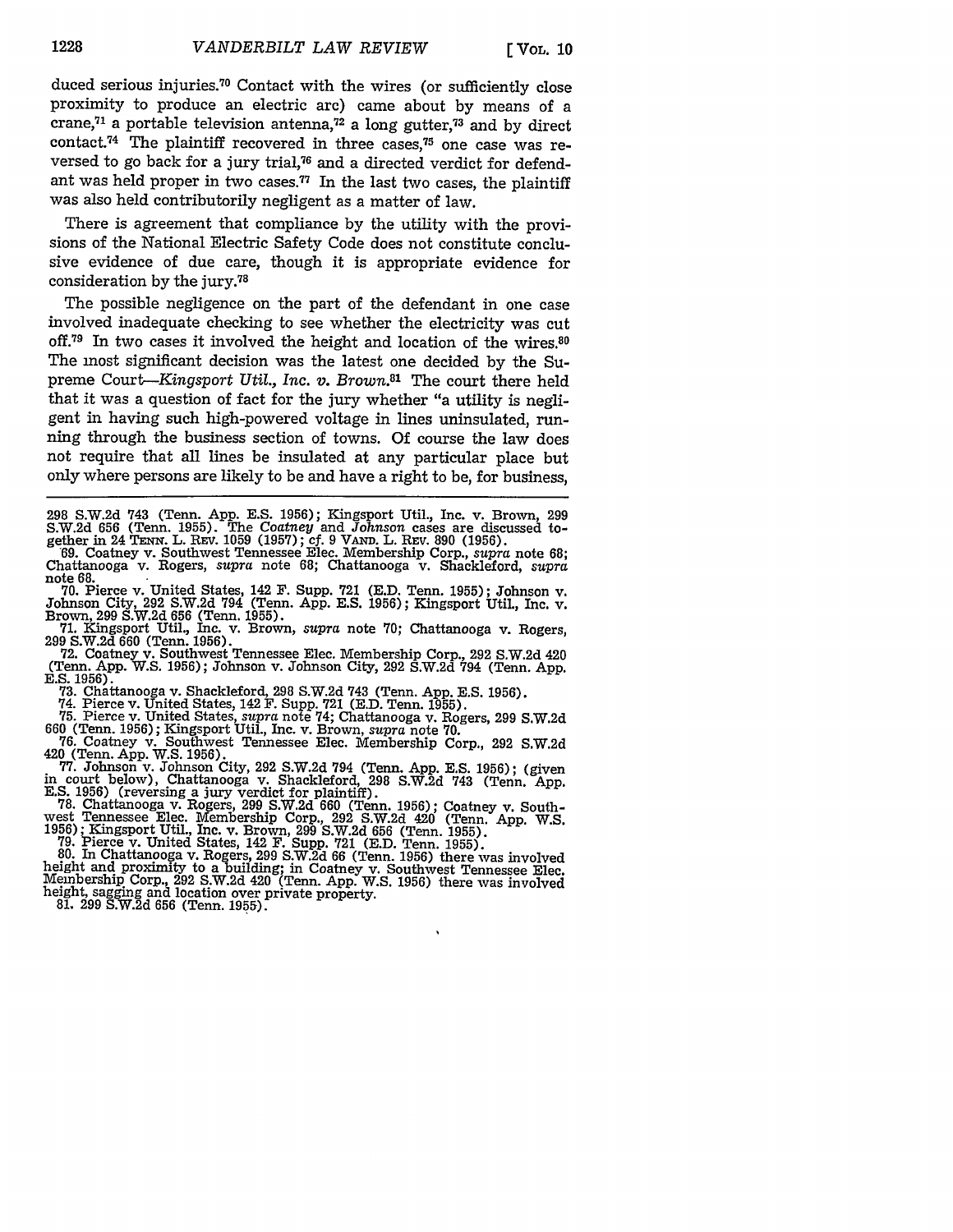duced serious injuries.[70] Contact with the wires (or sufficiently close proximity to produce an electric arc) came about by means of a crane,[71] a portable television antenna,[72] a long gutter,[73] and by direct contact.[74] The plaintiff recovered in three cases,[75] one case was reversed to go back for a jury trial,[76] and a directed verdict for defendant was held proper in two cases.[77] In the last two cases, the plaintiff was also held contributorily negligent as a matter of law.

There is agreement that compliance by the utility with the provisions of the National Electric Safety Code does not constitute conclusive evidence of due care, though it is appropriate evidence for consideration by the jury.[78]

The possible negligence on the part of the defendant in one case involved inadequate checking to see whether the electricity was cut off.[79] In two cases it involved the height and location of the wires.[80] The most significant decision was the latest one decided by the Supreme Court—*Kingsport Util., Inc. v. Brown.*[81] The court there held that it was a question of fact for the jury whether "a utility is negligent in having such high-powered voltage in lines uninsulated, running through the business section of towns. Of course the law does not require that all lines be insulated at any particular place but only where persons are likely to be and have a right to be, for business,

---

298 S.W.2d 743 (Tenn. App. E.S. 1956); Kingsport Util., Inc. v. Brown, 299 S.W.2d 656 (Tenn. 1955). The *Coatney* and *Johnson* cases are discussed together in 24 TENN. L. REV. 1059 (1957); *cf.* 9 VAND. L. REV. 890 (1956).

69. Coatney v. Southwest Tennessee Elec. Membership Corp., *supra* note 68; Chattanooga v. Rogers, *supra* note 68; Chattanooga v. Shackleford, *supra* note 68.

70. Pierce v. United States, 142 F. Supp. 721 (E.D. Tenn. 1955); Johnson v. Johnson City, 292 S.W.2d 794 (Tenn. App. E.S. 1956); Kingsport Util., Inc. v. Brown, 299 S.W.2d 656 (Tenn. 1955).

71. Kingsport Util., Inc. v. Brown, *supra* note 70; Chattanooga v. Rogers, 299 S.W.2d 660 (Tenn. 1956).

72. Coatney v. Southwest Tennessee Elec. Membership Corp., 292 S.W.2d 420 (Tenn. App. W.S. 1956); Johnson v. Johnson City, 292 S.W.2d 794 (Tenn. App. E.S. 1956).

73. Chattanooga v. Shackleford, 298 S.W.2d 743 (Tenn. App. E.S. 1956).

74. Pierce v. United States, 142 F. Supp. 721 (E.D. Tenn. 1955).

75. Pierce v. United States, *supra* note 74; Chattanooga v. Rogers, 299 S.W.2d 660 (Tenn. 1956); Kingsport Util., Inc. v. Brown, *supra* note 70.

76. Coatney v. Southwest Tennessee Elec. Membership Corp., 292 S.W.2d 420 (Tenn. App. W.S. 1956).

77. Johnson v. Johnson City, 292 S.W.2d 794 (Tenn. App. E.S. 1956); (given in court below), Chattanooga v. Shackleford, 298 S.W.2d 743 (Tenn. App. E.S. 1956) (reversing a jury verdict for plaintiff).

78. Chattanooga v. Rogers, 299 S.W.2d 660 (Tenn. 1956); Coatney v. Southwest Tennessee Elec. Membership Corp., 292 S.W.2d 420 (Tenn. App. W.S. 1956); Kingsport Util., Inc. v. Brown, 299 S.W.2d 656 (Tenn. 1955).

79. Pierce v. United States, 142 F. Supp. 721 (E.D. Tenn. 1955).

80. In Chattanooga v. Rogers, 299 S.W.2d 66 (Tenn. 1956) there was involved height and proximity to a building; in Coatney v. Southwest Tennessee Elec. Membership Corp., 292 S.W.2d 420 (Tenn. App. W.S. 1956) there was involved height, sagging and location over private property.

81. 299 S.W.2d 656 (Tenn. 1955).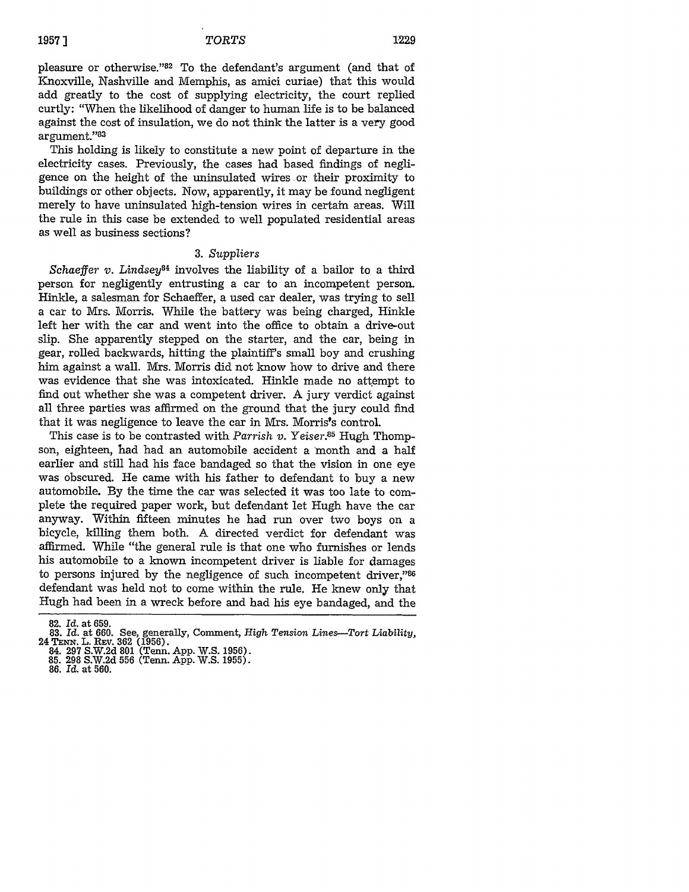pleasure or otherwise."[82] To the defendant's argument (and that of Knoxville, Nashville and Memphis, as amici curiae) that this would add greatly to the cost of supplying electricity, the court replied curtly: "When the likelihood of danger to human life is to be balanced against the cost of insulation, we do not think the latter is a very good argument."[83]

This holding is likely to constitute a new point of departure in the electricity cases. Previously, the cases had based findings of negligence on the height of the uninsulated wires or their proximity to buildings or other objects. Now, apparently, it may be found negligent merely to have uninsulated high-tension wires in certain areas. Will the rule in this case be extended to well populated residential areas as well as business sections?

### 3. *Suppliers*

*Schaeffer v. Lindsey*[84] involves the liability of a bailor to a third person for negligently entrusting a car to an incompetent person. Hinkle, a salesman for Schaeffer, a used car dealer, was trying to sell a car to Mrs. Morris. While the battery was being charged, Hinkle left her with the car and went into the office to obtain a drive-out slip. She apparently stepped on the starter, and the car, being in gear, rolled backwards, hitting the plaintiff's small boy and crushing him against a wall. Mrs. Morris did not know how to drive and there was evidence that she was intoxicated. Hinkle made no attempt to find out whether she was a competent driver. A jury verdict against all three parties was affirmed on the ground that the jury could find that it was negligence to leave the car in Mrs. Morris's control.

This case is to be contrasted with *Parrish v. Yeiser*.[85] Hugh Thompson, eighteen, had had an automobile accident a month and a half earlier and still had his face bandaged so that the vision in one eye was obscured. He came with his father to defendant to buy a new automobile. By the time the car was selected it was too late to complete the required paper work, but defendant let Hugh have the car anyway. Within fifteen minutes he had run over two boys on a bicycle, killing them both. A directed verdict for defendant was affirmed. While "the general rule is that one who furnishes or lends his automobile to a known incompetent driver is liable for damages to persons injured by the negligence of such incompetent driver,"[86] defendant was held not to come within the rule. He knew only that Hugh had been in a wreck before and had his eye bandaged, and the

---

82. *Id.* at 659.
83. *Id.* at 660. See, generally, Comment, *High Tension Lines—Tort Liability*, 24 TENN. L. REV. 362 (1956).
84. 297 S.W.2d 801 (Tenn. App. W.S. 1956).
85. 298 S.W.2d 556 (Tenn. App. W.S. 1955).
86. *Id.* at 560.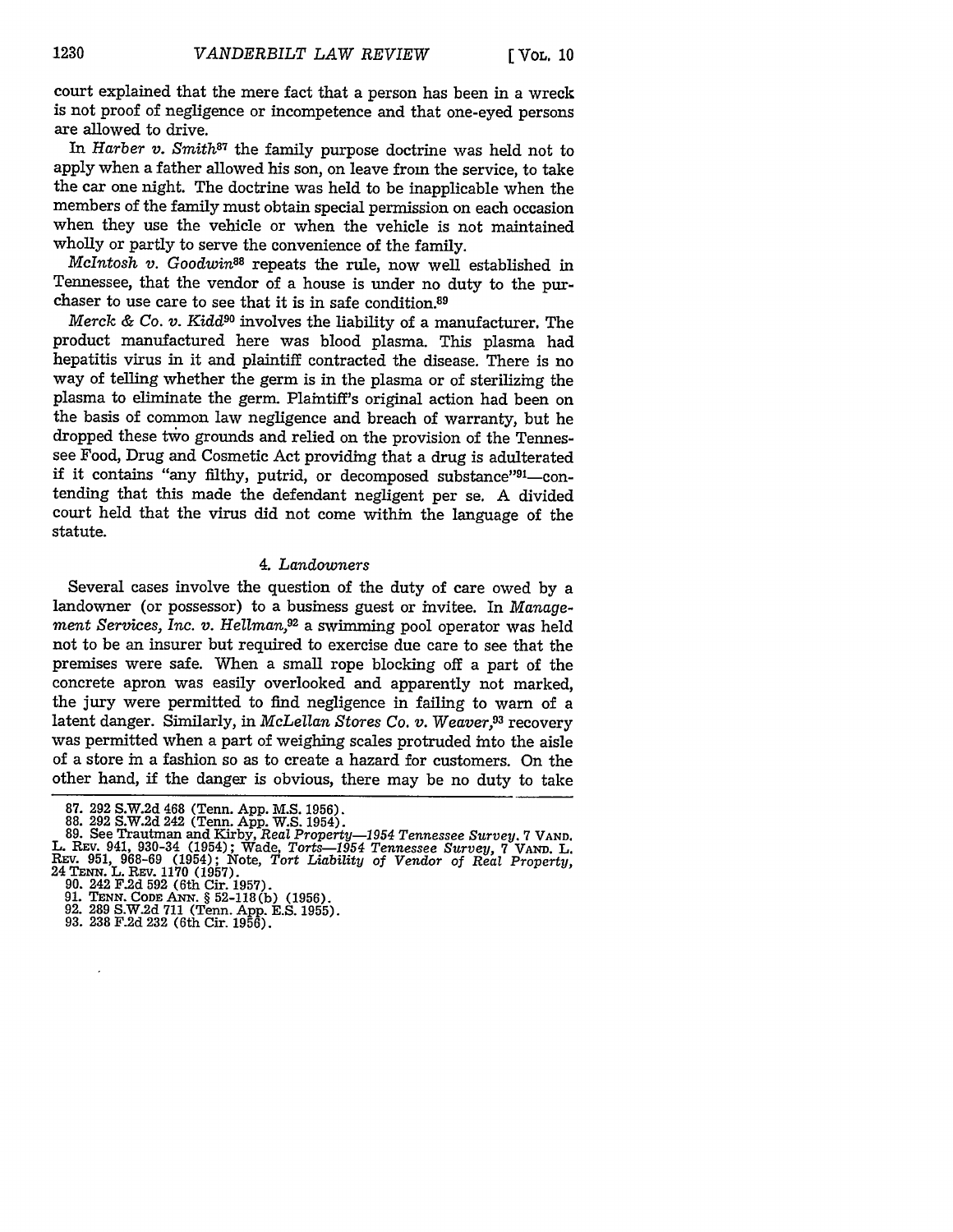court explained that the mere fact that a person has been in a wreck is not proof of negligence or incompetence and that one-eyed persons are allowed to drive.

In *Harber v. Smith*[87] the family purpose doctrine was held not to apply when a father allowed his son, on leave from the service, to take the car one night. The doctrine was held to be inapplicable when the members of the family must obtain special permission on each occasion when they use the vehicle or when the vehicle is not maintained wholly or partly to serve the convenience of the family.

*McIntosh v. Goodwin*[88] repeats the rule, now well established in Tennessee, that the vendor of a house is under no duty to the purchaser to use care to see that it is in safe condition.[89]

*Merck & Co. v. Kidd*[90] involves the liability of a manufacturer. The product manufactured here was blood plasma. This plasma had hepatitis virus in it and plaintiff contracted the disease. There is no way of telling whether the germ is in the plasma or of sterilizing the plasma to eliminate the germ. Plaintiff's original action had been on the basis of common law negligence and breach of warranty, but he dropped these two grounds and relied on the provision of the Tennessee Food, Drug and Cosmetic Act providing that a drug is adulterated if it contains "any filthy, putrid, or decomposed substance"[91]—contending that this made the defendant negligent per se. A divided court held that the virus did not come within the language of the statute.

### 4. *Landowners*

Several cases involve the question of the duty of care owed by a landowner (or possessor) to a business guest or invitee. In *Management Services, Inc. v. Hellman*,[92] a swimming pool operator was held not to be an insurer but required to exercise due care to see that the premises were safe. When a small rope blocking off a part of the concrete apron was easily overlooked and apparently not marked, the jury were permitted to find negligence in failing to warn of a latent danger. Similarly, in *McLellan Stores Co. v. Weaver*,[93] recovery was permitted when a part of weighing scales protruded into the aisle of a store in a fashion so as to create a hazard for customers. On the other hand, if the danger is obvious, there may be no duty to take

---

87. 292 S.W.2d 468 (Tenn. App. M.S. 1956).
88. 292 S.W.2d 242 (Tenn. App. W.S. 1954).
89. See Trautman and Kirby, *Real Property—1954 Tennessee Survey*, 7 VAND. L. REV. 941, 930-34 (1954); Wade, *Torts—1954 Tennessee Survey*, 7 VAND. L. REV. 951, 968-69 (1954); Note, *Tort Liability of Vendor of Real Property*, 24 TENN. L. REV. 1170 (1957).
90. 242 F.2d 592 (6th Cir. 1957).
91. TENN. CODE ANN. § 52-118(b) (1956).
92. 289 S.W.2d 711 (Tenn. App. E.S. 1955).
93. 238 F.2d 232 (6th Cir. 1956).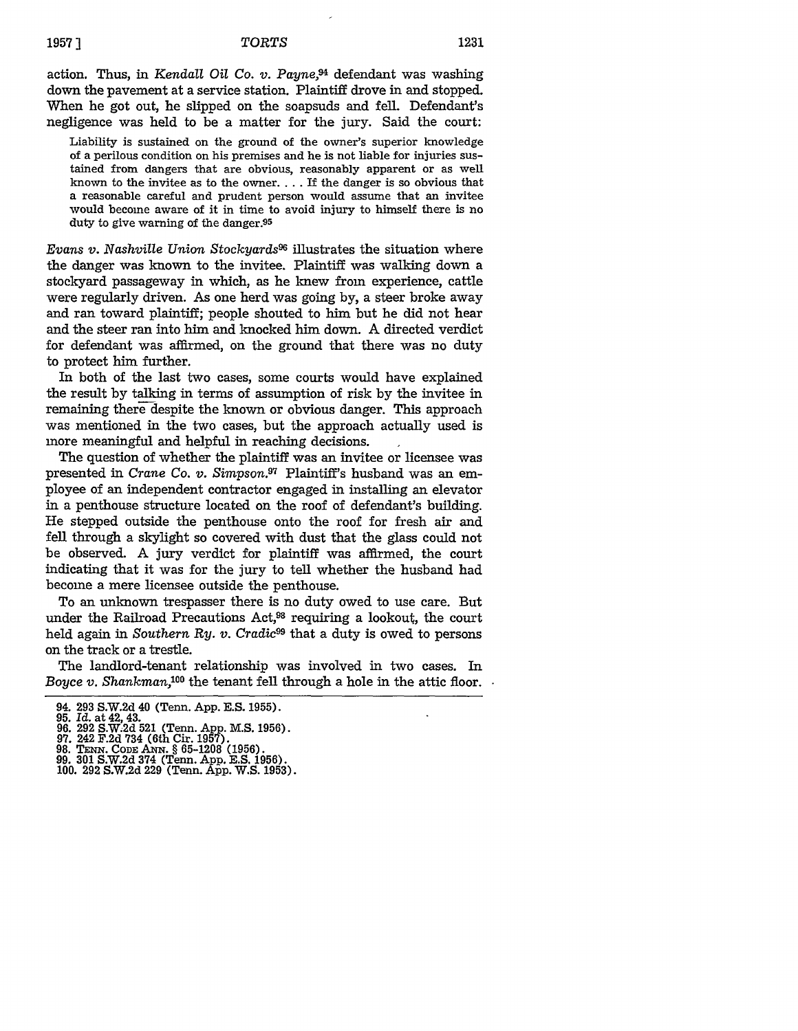action. Thus, in *Kendall Oil Co. v. Payne*,[94] defendant was washing down the pavement at a service station. Plaintiff drove in and stopped. When he got out, he slipped on the soapsuds and fell. Defendant's negligence was held to be a matter for the jury. Said the court:

> Liability is sustained on the ground of the owner's superior knowledge of a perilous condition on his premises and he is not liable for injuries sustained from dangers that are obvious, reasonably apparent or as well known to the invitee as to the owner. . . . If the danger is so obvious that a reasonable careful and prudent person would assume that an invitee would become aware of it in time to avoid injury to himself there is no duty to give warning of the danger.[95]

*Evans v. Nashville Union Stockyards*[96] illustrates the situation where the danger was known to the invitee. Plaintiff was walking down a stockyard passageway in which, as he knew from experience, cattle were regularly driven. As one herd was going by, a steer broke away and ran toward plaintiff; people shouted to him but he did not hear and the steer ran into him and knocked him down. A directed verdict for defendant was affirmed, on the ground that there was no duty to protect him further.

In both of the last two cases, some courts would have explained the result by talking in terms of assumption of risk by the invitee in remaining there despite the known or obvious danger. This approach was mentioned in the two cases, but the approach actually used is more meaningful and helpful in reaching decisions.

The question of whether the plaintiff was an invitee or licensee was presented in *Crane Co. v. Simpson*.[97] Plaintiff's husband was an employee of an independent contractor engaged in installing an elevator in a penthouse structure located on the roof of defendant's building. He stepped outside the penthouse onto the roof for fresh air and fell through a skylight so covered with dust that the glass could not be observed. A jury verdict for plaintiff was affirmed, the court indicating that it was for the jury to tell whether the husband had become a mere licensee outside the penthouse.

To an unknown trespasser there is no duty owed to use care. But under the Railroad Precautions Act,[98] requiring a lookout, the court held again in *Southern Ry. v. Cradic*[99] that a duty is owed to persons on the track or a trestle.

The landlord-tenant relationship was involved in two cases. In *Boyce v. Shankman*,[100] the tenant fell through a hole in the attic floor.

---

94. 293 S.W.2d 40 (Tenn. App. E.S. 1955).
95. *Id.* at 42, 43.
96. 292 S.W.2d 521 (Tenn. App. M.S. 1956).
97. 242 F.2d 734 (6th Cir. 1957).
98. TENN. CODE ANN. § 65-1208 (1956).
99. 301 S.W.2d 374 (Tenn. App. E.S. 1956).
100. 292 S.W.2d 229 (Tenn. App. W.S. 1953).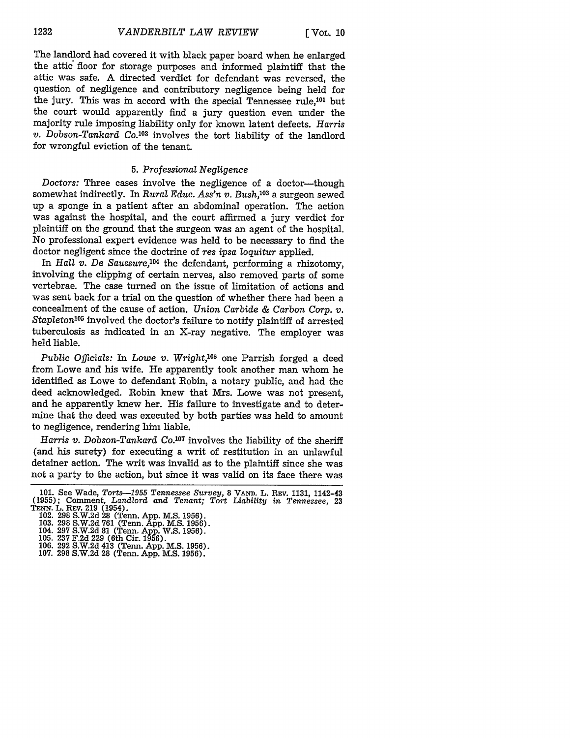The landlord had covered it with black paper board when he enlarged the attic floor for storage purposes and informed plaintiff that the attic was safe. A directed verdict for defendant was reversed, the question of negligence and contributory negligence being held for the jury. This was in accord with the special Tennessee rule,[101] but the court would apparently find a jury question even under the majority rule imposing liability only for known latent defects. *Harris v. Dobson-Tankard Co.*[102] involves the tort liability of the landlord for wrongful eviction of the tenant.

### 5. *Professional Negligence*

*Doctors:* Three cases involve the negligence of a doctor—though somewhat indirectly. In *Rural Educ. Ass'n v. Bush*,[103] a surgeon sewed up a sponge in a patient after an abdominal operation. The action was against the hospital, and the court affirmed a jury verdict for plaintiff on the ground that the surgeon was an agent of the hospital. No professional expert evidence was held to be necessary to find the doctor negligent since the doctrine of *res ipsa loquitur* applied.

In *Hall v. De Saussure*,[104] the defendant, performing a rhizotomy, involving the clipping of certain nerves, also removed parts of some vertebrae. The case turned on the issue of limitation of actions and was sent back for a trial on the question of whether there had been a concealment of the cause of action. *Union Carbide & Carbon Corp. v. Stapleton*[105] involved the doctor's failure to notify plaintiff of arrested tuberculosis as indicated in an X-ray negative. The employer was held liable.

*Public Officials:* In *Lowe v. Wright*,[106] one Parrish forged a deed from Lowe and his wife. He apparently took another man whom he identified as Lowe to defendant Robin, a notary public, and had the deed acknowledged. Robin knew that Mrs. Lowe was not present, and he apparently knew her. His failure to investigate and to determine that the deed was executed by both parties was held to amount to negligence, rendering him liable.

*Harris v. Dobson-Tankard Co.*[107] involves the liability of the sheriff (and his surety) for executing a writ of restitution in an unlawful detainer action. The writ was invalid as to the plaintiff since she was not a party to the action, but since it was valid on its face there was

---

101. See Wade, *Torts—1955 Tennessee Survey*, 8 VAND. L. REV. 1131, 1142-43 (1955); Comment, *Landlord and Tenant; Tort Liability in Tennessee*, 23 TENN. L. REV. 219 (1954).

102. 298 S.W.2d 28 (Tenn. App. M.S. 1956).

103. 298 S.W.2d 761 (Tenn. App. M.S. 1956).

104. 297 S.W.2d 81 (Tenn. App. W.S. 1956).

105. 237 F.2d 229 (6th Cir. 1956).

106. 292 S.W.2d 413 (Tenn. App. M.S. 1956).

107. 298 S.W.2d 28 (Tenn. App. M.S. 1956).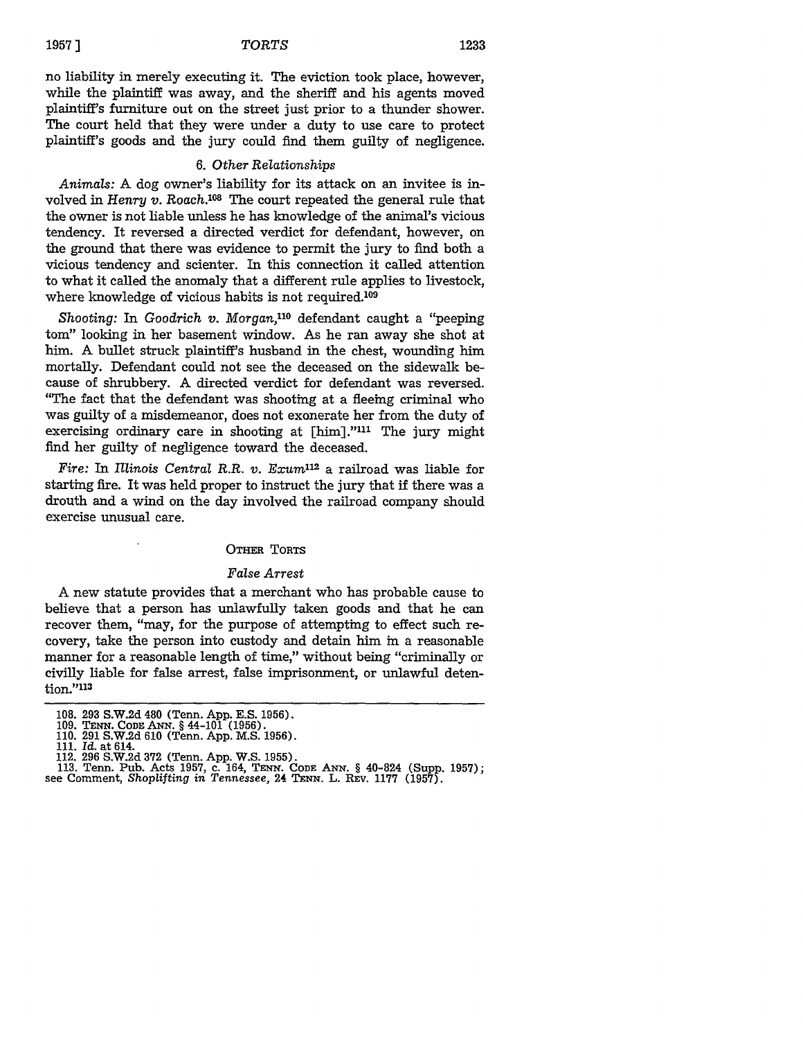no liability in merely executing it. The eviction took place, however, while the plaintiff was away, and the sheriff and his agents moved plaintiff's furniture out on the street just prior to a thunder shower. The court held that they were under a duty to use care to protect plaintiff's goods and the jury could find them guilty of negligence.

### 6. *Other Relationships*

*Animals:* A dog owner's liability for its attack on an invitee is involved in *Henry v. Roach.*[108] The court repeated the general rule that the owner is not liable unless he has knowledge of the animal's vicious tendency. It reversed a directed verdict for defendant, however, on the ground that there was evidence to permit the jury to find both a vicious tendency and scienter. In this connection it called attention to what it called the anomaly that a different rule applies to livestock, where knowledge of vicious habits is not required.[109]

*Shooting:* In *Goodrich v. Morgan,*[110] defendant caught a "peeping tom" looking in her basement window. As he ran away she shot at him. A bullet struck plaintiff's husband in the chest, wounding him mortally. Defendant could not see the deceased on the sidewalk because of shrubbery. A directed verdict for defendant was reversed. "The fact that the defendant was shooting at a fleeing criminal who was guilty of a misdemeanor, does not exonerate her from the duty of exercising ordinary care in shooting at [him]."[111] The jury might find her guilty of negligence toward the deceased.

*Fire:* In *Illinois Central R.R. v. Exum*[112] a railroad was liable for starting fire. It was held proper to instruct the jury that if there was a drouth and a wind on the day involved the railroad company should exercise unusual care.

## Other Torts

### *False Arrest*

A new statute provides that a merchant who has probable cause to believe that a person has unlawfully taken goods and that he can recover them, "may, for the purpose of attempting to effect such recovery, take the person into custody and detain him in a reasonable manner for a reasonable length of time," without being "criminally or civilly liable for false arrest, false imprisonment, or unlawful detention."[113]

---

108. 293 S.W.2d 480 (Tenn. App. E.S. 1956).
109. Tenn. Code Ann. § 44-101 (1956).
110. 291 S.W.2d 610 (Tenn. App. M.S. 1956).
111. *Id.* at 614.
112. 296 S.W.2d 372 (Tenn. App. W.S. 1955).
113. Tenn. Pub. Acts 1957, c. 164, Tenn. Code Ann. § 40-824 (Supp. 1957); see Comment, *Shoplifting in Tennessee*, 24 Tenn. L. Rev. 1177 (1957).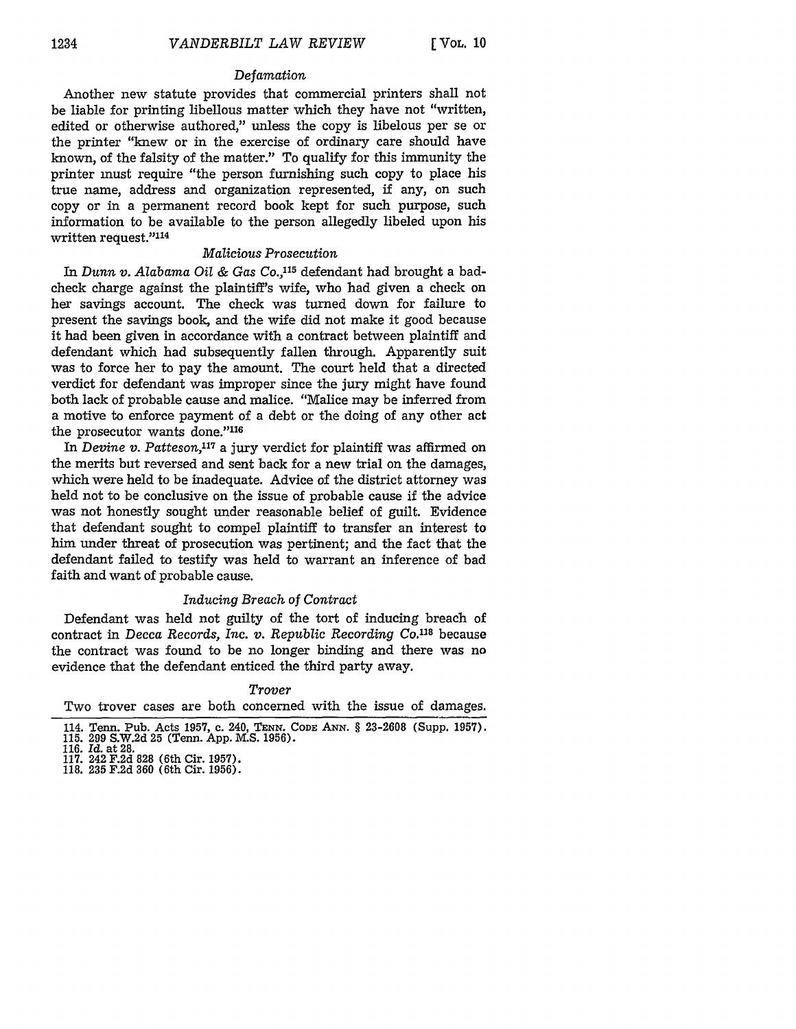### *Defamation*

Another new statute provides that commercial printers shall not be liable for printing libellous matter which they have not "written, edited or otherwise authored," unless the copy is libelous per se or the printer "knew or in the exercise of ordinary care should have known, of the falsity of the matter." To qualify for this immunity the printer must require "the person furnishing such copy to place his true name, address and organization represented, if any, on such copy or in a permanent record book kept for such purpose, such information to be available to the person allegedly libeled upon his written request."[114]

### *Malicious Prosecution*

In *Dunn v. Alabama Oil & Gas Co.*,[115] defendant had brought a bad-check charge against the plaintiff's wife, who had given a check on her savings account. The check was turned down for failure to present the savings book, and the wife did not make it good because it had been given in accordance with a contract between plaintiff and defendant which had subsequently fallen through. Apparently suit was to force her to pay the amount. The court held that a directed verdict for defendant was improper since the jury might have found both lack of probable cause and malice. "Malice may be inferred from a motive to enforce payment of a debt or the doing of any other act the prosecutor wants done."[116]

In *Devine v. Patteson*,[117] a jury verdict for plaintiff was affirmed on the merits but reversed and sent back for a new trial on the damages, which were held to be inadequate. Advice of the district attorney was held not to be conclusive on the issue of probable cause if the advice was not honestly sought under reasonable belief of guilt. Evidence that defendant sought to compel plaintiff to transfer an interest to him under threat of prosecution was pertinent; and the fact that the defendant failed to testify was held to warrant an inference of bad faith and want of probable cause.

### *Inducing Breach of Contract*

Defendant was held not guilty of the tort of inducing breach of contract in *Decca Records, Inc. v. Republic Recording Co.*[118] because the contract was found to be no longer binding and there was no evidence that the defendant enticed the third party away.

### *Trover*

Two trover cases are both concerned with the issue of damages.

---

114. Tenn. Pub. Acts 1957, c. 240, TENN. CODE ANN. § 23-2608 (Supp. 1957).
115. 299 S.W.2d 25 (Tenn. App. M.S. 1956).
116. *Id.* at 28.
117. 242 F.2d 828 (6th Cir. 1957).
118. 235 F.2d 360 (6th Cir. 1956).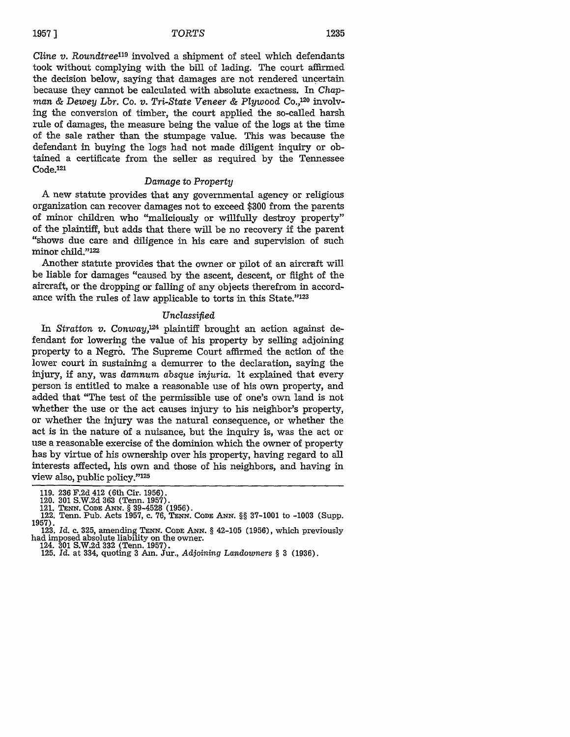*Cline v. Roundtree*[119] involved a shipment of steel which defendants took without complying with the bill of lading. The court affirmed the decision below, saying that damages are not rendered uncertain because they cannot be calculated with absolute exactness. In *Chapman & Dewey Lbr. Co. v. Tri-State Veneer & Plywood Co.*,[120] involving the conversion of timber, the court applied the so-called harsh rule of damages, the measure being the value of the logs at the time of the sale rather than the stumpage value. This was because the defendant in buying the logs had not made diligent inquiry or obtained a certificate from the seller as required by the Tennessee Code.[121]

### *Damage to Property*

A new statute provides that any governmental agency or religious organization can recover damages not to exceed $300 from the parents of minor children who "maliciously or willfully destroy property" of the plaintiff, but adds that there will be no recovery if the parent "shows due care and diligence in his care and supervision of such minor child."[122]

Another statute provides that the owner or pilot of an aircraft will be liable for damages "caused by the ascent, descent, or flight of the aircraft, or the dropping or falling of any objects therefrom in accordance with the rules of law applicable to torts in this State."[123]

### *Unclassified*

In *Stratton v. Conway*,[124] plaintiff brought an action against defendant for lowering the value of his property by selling adjoining property to a Negro. The Supreme Court affirmed the action of the lower court in sustaining a demurrer to the declaration, saying the injury, if any, was *damnum absque injuria*. It explained that every person is entitled to make a reasonable use of his own property, and added that "The test of the permissible use of one's own land is not whether the use or the act causes injury to his neighbor's property, or whether the injury was the natural consequence, or whether the act is in the nature of a nuisance, but the inquiry is, was the act or use a reasonable exercise of the dominion which the owner of property has by virtue of his ownership over his property, having regard to all interests affected, his own and those of his neighbors, and having in view also, public policy."[125]

---

119. 236 F.2d 412 (6th Cir. 1956).
120. 301 S.W.2d 363 (Tenn. 1957).
121. TENN. CODE ANN. § 39-4528 (1956).
122. Tenn. Pub. Acts 1957, c. 76, TENN. CODE ANN. §§ 37-1001 to -1003 (Supp. 1957).
123. *Id.* c. 325, amending TENN. CODE ANN. § 42-105 (1956), which previously had imposed absolute liability on the owner.
124. 301 S.W.2d 332 (Tenn. 1957).
125. *Id.* at 334, quoting 3 Am. Jur., *Adjoining Landowners* § 3 (1936).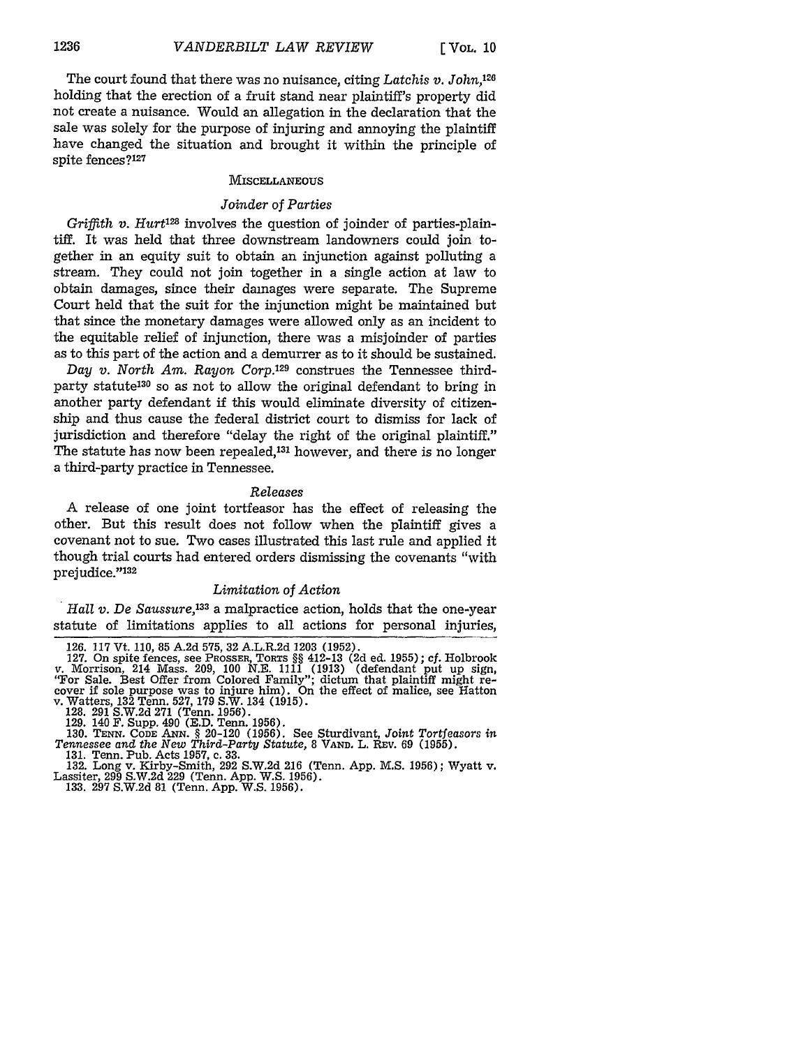The court found that there was no nuisance, citing *Latchis v. John*,[126] holding that the erection of a fruit stand near plaintiff's property did not create a nuisance. Would an allegation in the declaration that the sale was solely for the purpose of injuring and annoying the plaintiff have changed the situation and brought it within the principle of spite fences?[127]

### MISCELLANEOUS

#### *Joinder of Parties*

*Griffith v. Hurt*[128] involves the question of joinder of parties-plaintiff. It was held that three downstream landowners could join together in an equity suit to obtain an injunction against polluting a stream. They could not join together in a single action at law to obtain damages, since their damages were separate. The Supreme Court held that the suit for the injunction might be maintained but that since the monetary damages were allowed only as an incident to the equitable relief of injunction, there was a misjoinder of parties as to this part of the action and a demurrer as to it should be sustained.

*Day v. North Am. Rayon Corp.*[129] construes the Tennessee third-party statute[130] so as not to allow the original defendant to bring in another party defendant if this would eliminate diversity of citizenship and thus cause the federal district court to dismiss for lack of jurisdiction and therefore "delay the right of the original plaintiff." The statute has now been repealed,[131] however, and there is no longer a third-party practice in Tennessee.

#### *Releases*

A release of one joint tortfeasor has the effect of releasing the other. But this result does not follow when the plaintiff gives a covenant not to sue. Two cases illustrated this last rule and applied it though trial courts had entered orders dismissing the covenants "with prejudice."[132]

#### *Limitation of Action*

*Hall v. De Saussure*,[133] a malpractice action, holds that the one-year statute of limitations applies to all actions for personal injuries,

---

126. 117 Vt. 110, 85 A.2d 575, 32 A.L.R.2d 1203 (1952).

127. On spite fences, see PROSSER, TORTS §§ 412-13 (2d ed. 1955); *cf.* Holbrook v. Morrison, 214 Mass. 209, 100 N.E. 1111 (1913) (defendant put up sign, "For Sale. Best Offer from Colored Family"; dictum that plaintiff might recover if sole purpose was to injure him). On the effect of malice, see Hatton v. Watters, 132 Tenn. 527, 179 S.W. 134 (1915).

128. 291 S.W.2d 271 (Tenn. 1956).

129. 140 F. Supp. 490 (E.D. Tenn. 1956).

130. TENN. CODE ANN. § 20-120 (1956). See Sturdivant, *Joint Tortfeasors in Tennessee and the New Third-Party Statute*, 8 VAND. L. REV. 69 (1955).

131. Tenn. Pub. Acts 1957, c. 33.

132. Long v. Kirby-Smith, 292 S.W.2d 216 (Tenn. App. M.S. 1956); Wyatt v. Lassiter, 299 S.W.2d 229 (Tenn. App. W.S. 1956).

133. 297 S.W.2d 81 (Tenn. App. W.S. 1956).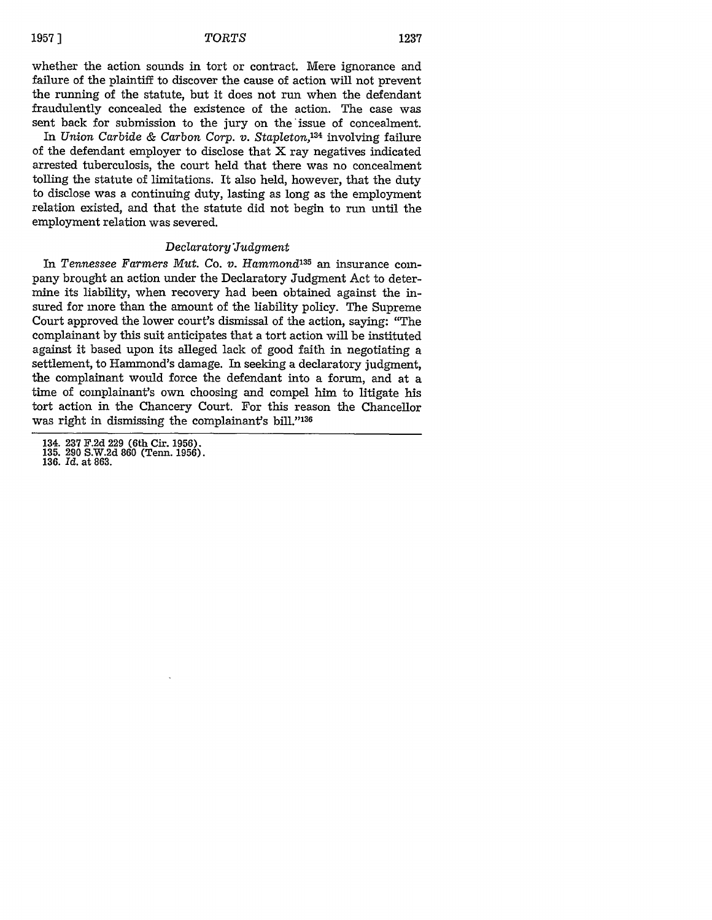whether the action sounds in tort or contract. Mere ignorance and failure of the plaintiff to discover the cause of action will not prevent the running of the statute, but it does not run when the defendant fraudulently concealed the existence of the action. The case was sent back for submission to the jury on the issue of concealment.

In *Union Carbide & Carbon Corp. v. Stapleton*,[134] involving failure of the defendant employer to disclose that X ray negatives indicated arrested tuberculosis, the court held that there was no concealment tolling the statute of limitations. It also held, however, that the duty to disclose was a continuing duty, lasting as long as the employment relation existed, and that the statute did not begin to run until the employment relation was severed.

### *Declaratory Judgment*

In *Tennessee Farmers Mut. Co. v. Hammond*[135] an insurance company brought an action under the Declaratory Judgment Act to determine its liability, when recovery had been obtained against the insured for more than the amount of the liability policy. The Supreme Court approved the lower court's dismissal of the action, saying: "The complainant by this suit anticipates that a tort action will be instituted against it based upon its alleged lack of good faith in negotiating a settlement, to Hammond's damage. In seeking a declaratory judgment, the complainant would force the defendant into a forum, and at a time of complainant's own choosing and compel him to litigate his tort action in the Chancery Court. For this reason the Chancellor was right in dismissing the complainant's bill."[136]

---

134. 237 F.2d 229 (6th Cir. 1956).
135. 290 S.W.2d 860 (Tenn. 1956).
136. *Id.* at 863.